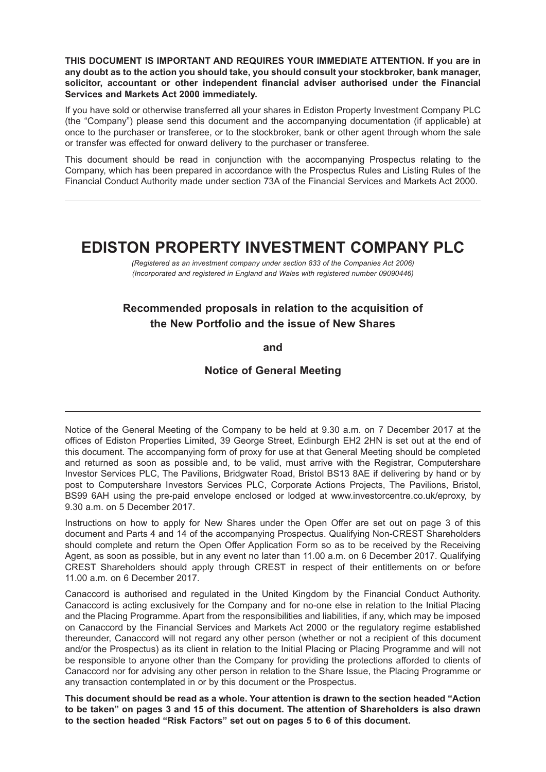**THIS DOCUMENT IS IMPORTANT AND REQUIRES YOUR IMMEDIATE ATTENTION. If you are in any doubt as to the action you should take, you should consult your stockbroker, bank manager, solicitor, accountant or other independent financial adviser authorised under the Financial Services and Markets Act 2000 immediately.**

If you have sold or otherwise transferred all your shares in Ediston Property Investment Company PLC (the "Company") please send this document and the accompanying documentation (if applicable) at once to the purchaser or transferee, or to the stockbroker, bank or other agent through whom the sale or transfer was effected for onward delivery to the purchaser or transferee.

This document should be read in conjunction with the accompanying Prospectus relating to the Company, which has been prepared in accordance with the Prospectus Rules and Listing Rules of the Financial Conduct Authority made under section 73A of the Financial Services and Markets Act 2000.

---

# EDISTON PROPERTY INVESTMENT COMPANY PLC

*(Registered as an investment company under section 833 of the Companies Act 2006)*
*(Incorporated and registered in England and Wales with registered number 09090446)*

## Recommended proposals in relation to the acquisition of the New Portfolio and the issue of New Shares

**and**

## Notice of General Meeting

---

Notice of the General Meeting of the Company to be held at 9.30 a.m. on 7 December 2017 at the offices of Ediston Properties Limited, 39 George Street, Edinburgh EH2 2HN is set out at the end of this document. The accompanying form of proxy for use at that General Meeting should be completed and returned as soon as possible and, to be valid, must arrive with the Registrar, Computershare Investor Services PLC, The Pavilions, Bridgwater Road, Bristol BS13 8AE if delivering by hand or by post to Computershare Investors Services PLC, Corporate Actions Projects, The Pavilions, Bristol, BS99 6AH using the pre-paid envelope enclosed or lodged at www.investorcentre.co.uk/eproxy, by 9.30 a.m. on 5 December 2017.

Instructions on how to apply for New Shares under the Open Offer are set out on page 3 of this document and Parts 4 and 14 of the accompanying Prospectus. Qualifying Non-CREST Shareholders should complete and return the Open Offer Application Form so as to be received by the Receiving Agent, as soon as possible, but in any event no later than 11.00 a.m. on 6 December 2017. Qualifying CREST Shareholders should apply through CREST in respect of their entitlements on or before 11.00 a.m. on 6 December 2017.

Canaccord is authorised and regulated in the United Kingdom by the Financial Conduct Authority. Canaccord is acting exclusively for the Company and for no-one else in relation to the Initial Placing and the Placing Programme. Apart from the responsibilities and liabilities, if any, which may be imposed on Canaccord by the Financial Services and Markets Act 2000 or the regulatory regime established thereunder, Canaccord will not regard any other person (whether or not a recipient of this document and/or the Prospectus) as its client in relation to the Initial Placing or Placing Programme and will not be responsible to anyone other than the Company for providing the protections afforded to clients of Canaccord nor for advising any other person in relation to the Share Issue, the Placing Programme or any transaction contemplated in or by this document or the Prospectus.

**This document should be read as a whole. Your attention is drawn to the section headed "Action to be taken" on pages 3 and 15 of this document. The attention of Shareholders is also drawn to the section headed "Risk Factors" set out on pages 5 to 6 of this document.**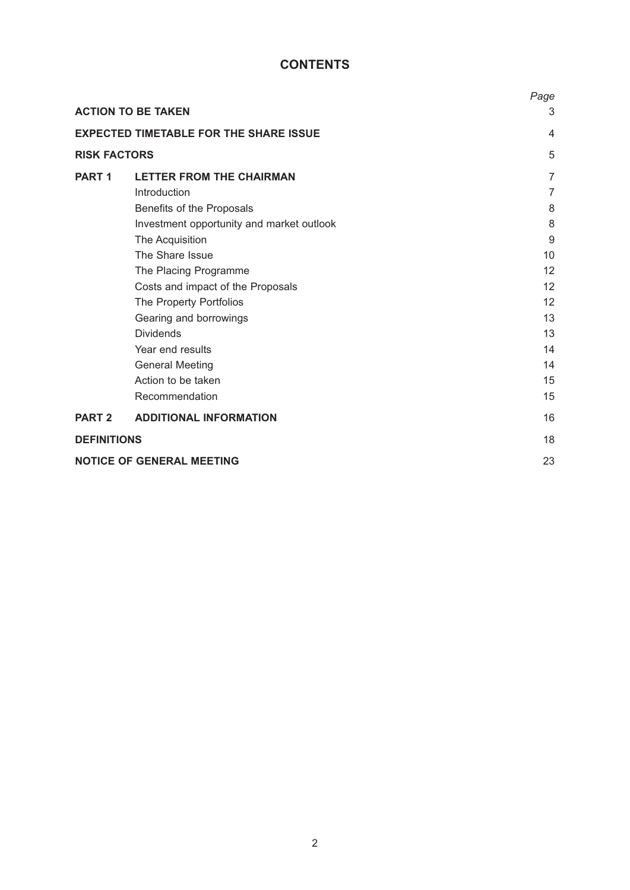# CONTENTS

| | | *Page* |
|---|---|---|
| **ACTION TO BE TAKEN** | | 3 |
| **EXPECTED TIMETABLE FOR THE SHARE ISSUE** | | 4 |
| **RISK FACTORS** | | 5 |
| **PART 1** | **LETTER FROM THE CHAIRMAN** | 7 |
| | Introduction | 7 |
| | Benefits of the Proposals | 8 |
| | Investment opportunity and market outlook | 8 |
| | The Acquisition | 9 |
| | The Share Issue | 10 |
| | The Placing Programme | 12 |
| | Costs and impact of the Proposals | 12 |
| | The Property Portfolios | 12 |
| | Gearing and borrowings | 13 |
| | Dividends | 13 |
| | Year end results | 14 |
| | General Meeting | 14 |
| | Action to be taken | 15 |
| | Recommendation | 15 |
| **PART 2** | **ADDITIONAL INFORMATION** | 16 |
| **DEFINITIONS** | | 18 |
| **NOTICE OF GENERAL MEETING** | | 23 |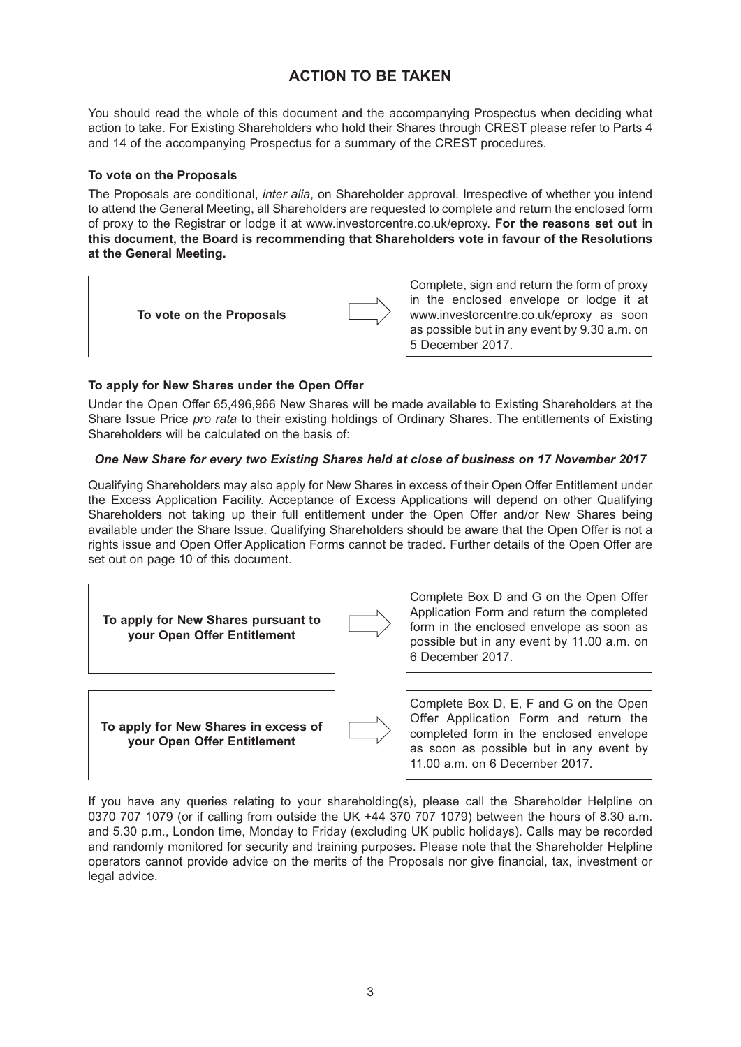# ACTION TO BE TAKEN

You should read the whole of this document and the accompanying Prospectus when deciding what action to take. For Existing Shareholders who hold their Shares through CREST please refer to Parts 4 and 14 of the accompanying Prospectus for a summary of the CREST procedures.

### To vote on the Proposals

The Proposals are conditional, *inter alia*, on Shareholder approval. Irrespective of whether you intend to attend the General Meeting, all Shareholders are requested to complete and return the enclosed form of proxy to the Registrar or lodge it at www.investorcentre.co.uk/eproxy. **For the reasons set out in this document, the Board is recommending that Shareholders vote in favour of the Resolutions at the General Meeting.**

| | |
|---|---|
| **To vote on the Proposals** | Complete, sign and return the form of proxy in the enclosed envelope or lodge it at www.investorcentre.co.uk/eproxy as soon as possible but in any event by 9.30 a.m. on 5 December 2017. |

### To apply for New Shares under the Open Offer

Under the Open Offer 65,496,966 New Shares will be made available to Existing Shareholders at the Share Issue Price *pro rata* to their existing holdings of Ordinary Shares. The entitlements of Existing Shareholders will be calculated on the basis of:

***One New Share for every two Existing Shares held at close of business on 17 November 2017***

Qualifying Shareholders may also apply for New Shares in excess of their Open Offer Entitlement under the Excess Application Facility. Acceptance of Excess Applications will depend on other Qualifying Shareholders not taking up their full entitlement under the Open Offer and/or New Shares being available under the Share Issue. Qualifying Shareholders should be aware that the Open Offer is not a rights issue and Open Offer Application Forms cannot be traded. Further details of the Open Offer are set out on page 10 of this document.

| | |
|---|---|
| **To apply for New Shares pursuant to your Open Offer Entitlement** | Complete Box D and G on the Open Offer Application Form and return the completed form in the enclosed envelope as soon as possible but in any event by 11.00 a.m. on 6 December 2017. |
| **To apply for New Shares in excess of your Open Offer Entitlement** | Complete Box D, E, F and G on the Open Offer Application Form and return the completed form in the enclosed envelope as soon as possible but in any event by 11.00 a.m. on 6 December 2017. |

If you have any queries relating to your shareholding(s), please call the Shareholder Helpline on 0370 707 1079 (or if calling from outside the UK +44 370 707 1079) between the hours of 8.30 a.m. and 5.30 p.m., London time, Monday to Friday (excluding UK public holidays). Calls may be recorded and randomly monitored for security and training purposes. Please note that the Shareholder Helpline operators cannot provide advice on the merits of the Proposals nor give financial, tax, investment or legal advice.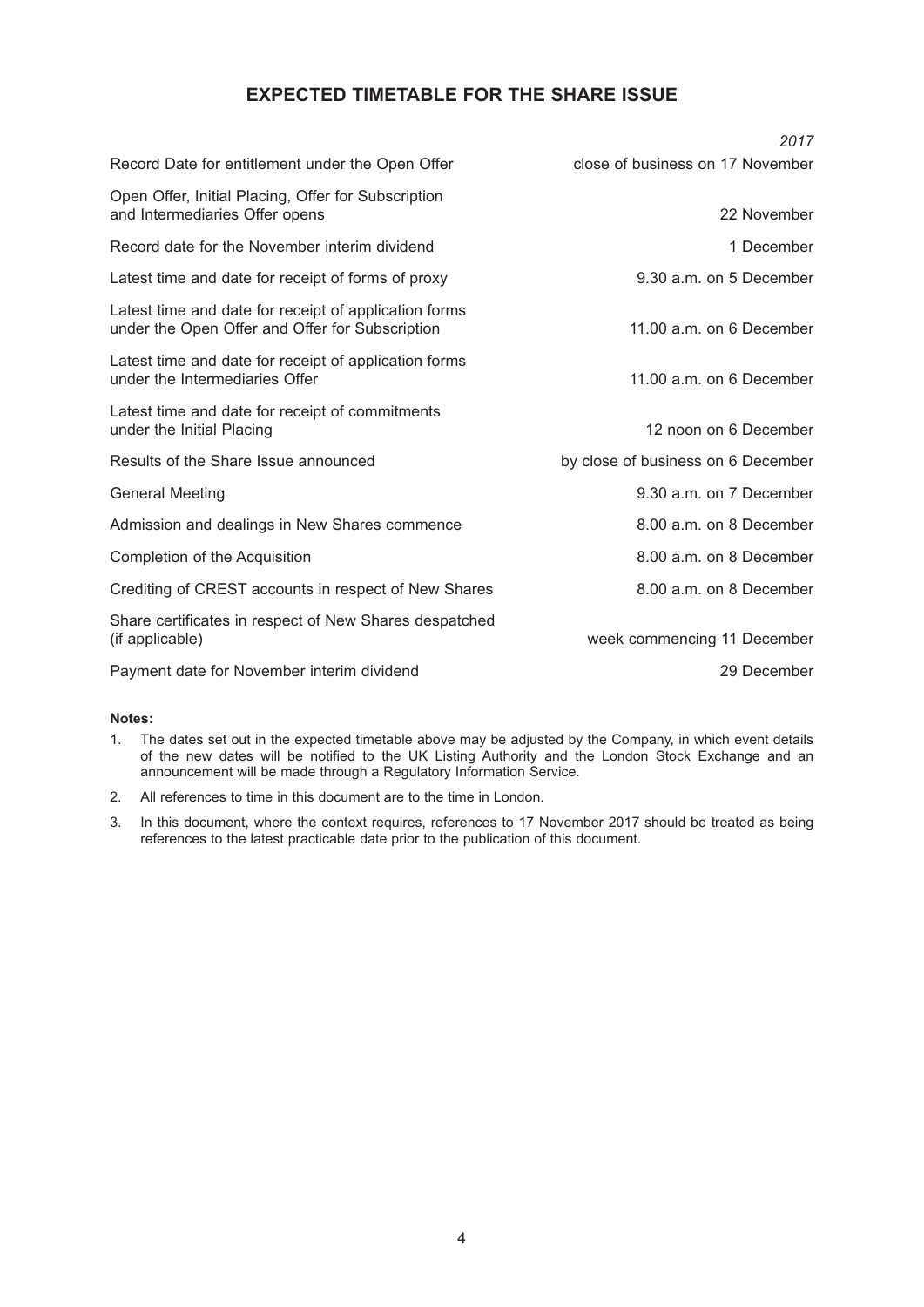## EXPECTED TIMETABLE FOR THE SHARE ISSUE

| | *2017* |
|---|---|
| Record Date for entitlement under the Open Offer | close of business on 17 November |
| Open Offer, Initial Placing, Offer for Subscription and Intermediaries Offer opens | 22 November |
| Record date for the November interim dividend | 1 December |
| Latest time and date for receipt of forms of proxy | 9.30 a.m. on 5 December |
| Latest time and date for receipt of application forms under the Open Offer and Offer for Subscription | 11.00 a.m. on 6 December |
| Latest time and date for receipt of application forms under the Intermediaries Offer | 11.00 a.m. on 6 December |
| Latest time and date for receipt of commitments under the Initial Placing | 12 noon on 6 December |
| Results of the Share Issue announced | by close of business on 6 December |
| General Meeting | 9.30 a.m. on 7 December |
| Admission and dealings in New Shares commence | 8.00 a.m. on 8 December |
| Completion of the Acquisition | 8.00 a.m. on 8 December |
| Crediting of CREST accounts in respect of New Shares | 8.00 a.m. on 8 December |
| Share certificates in respect of New Shares despatched (if applicable) | week commencing 11 December |
| Payment date for November interim dividend | 29 December |

**Notes:**

1. The dates set out in the expected timetable above may be adjusted by the Company, in which event details of the new dates will be notified to the UK Listing Authority and the London Stock Exchange and an announcement will be made through a Regulatory Information Service.
2. All references to time in this document are to the time in London.
3. In this document, where the context requires, references to 17 November 2017 should be treated as being references to the latest practicable date prior to the publication of this document.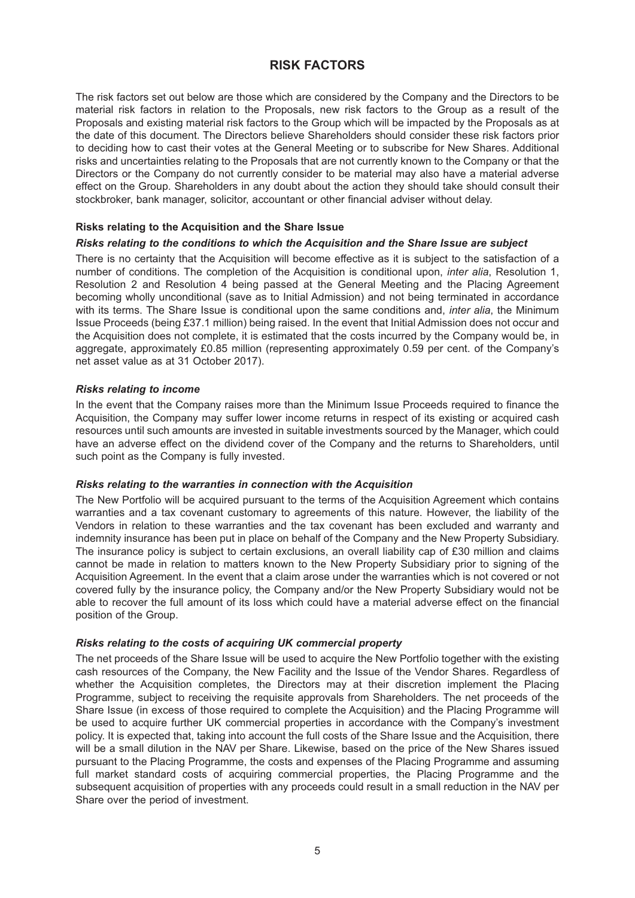# RISK FACTORS

The risk factors set out below are those which are considered by the Company and the Directors to be material risk factors in relation to the Proposals, new risk factors to the Group as a result of the Proposals and existing material risk factors to the Group which will be impacted by the Proposals as at the date of this document. The Directors believe Shareholders should consider these risk factors prior to deciding how to cast their votes at the General Meeting or to subscribe for New Shares. Additional risks and uncertainties relating to the Proposals that are not currently known to the Company or that the Directors or the Company do not currently consider to be material may also have a material adverse effect on the Group. Shareholders in any doubt about the action they should take should consult their stockbroker, bank manager, solicitor, accountant or other financial adviser without delay.

### Risks relating to the Acquisition and the Share Issue

#### *Risks relating to the conditions to which the Acquisition and the Share Issue are subject*

There is no certainty that the Acquisition will become effective as it is subject to the satisfaction of a number of conditions. The completion of the Acquisition is conditional upon, *inter alia*, Resolution 1, Resolution 2 and Resolution 4 being passed at the General Meeting and the Placing Agreement becoming wholly unconditional (save as to Initial Admission) and not being terminated in accordance with its terms. The Share Issue is conditional upon the same conditions and, *inter alia*, the Minimum Issue Proceeds (being £37.1 million) being raised. In the event that Initial Admission does not occur and the Acquisition does not complete, it is estimated that the costs incurred by the Company would be, in aggregate, approximately £0.85 million (representing approximately 0.59 per cent. of the Company's net asset value as at 31 October 2017).

#### *Risks relating to income*

In the event that the Company raises more than the Minimum Issue Proceeds required to finance the Acquisition, the Company may suffer lower income returns in respect of its existing or acquired cash resources until such amounts are invested in suitable investments sourced by the Manager, which could have an adverse effect on the dividend cover of the Company and the returns to Shareholders, until such point as the Company is fully invested.

#### *Risks relating to the warranties in connection with the Acquisition*

The New Portfolio will be acquired pursuant to the terms of the Acquisition Agreement which contains warranties and a tax covenant customary to agreements of this nature. However, the liability of the Vendors in relation to these warranties and the tax covenant has been excluded and warranty and indemnity insurance has been put in place on behalf of the Company and the New Property Subsidiary. The insurance policy is subject to certain exclusions, an overall liability cap of £30 million and claims cannot be made in relation to matters known to the New Property Subsidiary prior to signing of the Acquisition Agreement. In the event that a claim arose under the warranties which is not covered or not covered fully by the insurance policy, the Company and/or the New Property Subsidiary would not be able to recover the full amount of its loss which could have a material adverse effect on the financial position of the Group.

#### *Risks relating to the costs of acquiring UK commercial property*

The net proceeds of the Share Issue will be used to acquire the New Portfolio together with the existing cash resources of the Company, the New Facility and the Issue of the Vendor Shares. Regardless of whether the Acquisition completes, the Directors may at their discretion implement the Placing Programme, subject to receiving the requisite approvals from Shareholders. The net proceeds of the Share Issue (in excess of those required to complete the Acquisition) and the Placing Programme will be used to acquire further UK commercial properties in accordance with the Company's investment policy. It is expected that, taking into account the full costs of the Share Issue and the Acquisition, there will be a small dilution in the NAV per Share. Likewise, based on the price of the New Shares issued pursuant to the Placing Programme, the costs and expenses of the Placing Programme and assuming full market standard costs of acquiring commercial properties, the Placing Programme and the subsequent acquisition of properties with any proceeds could result in a small reduction in the NAV per Share over the period of investment.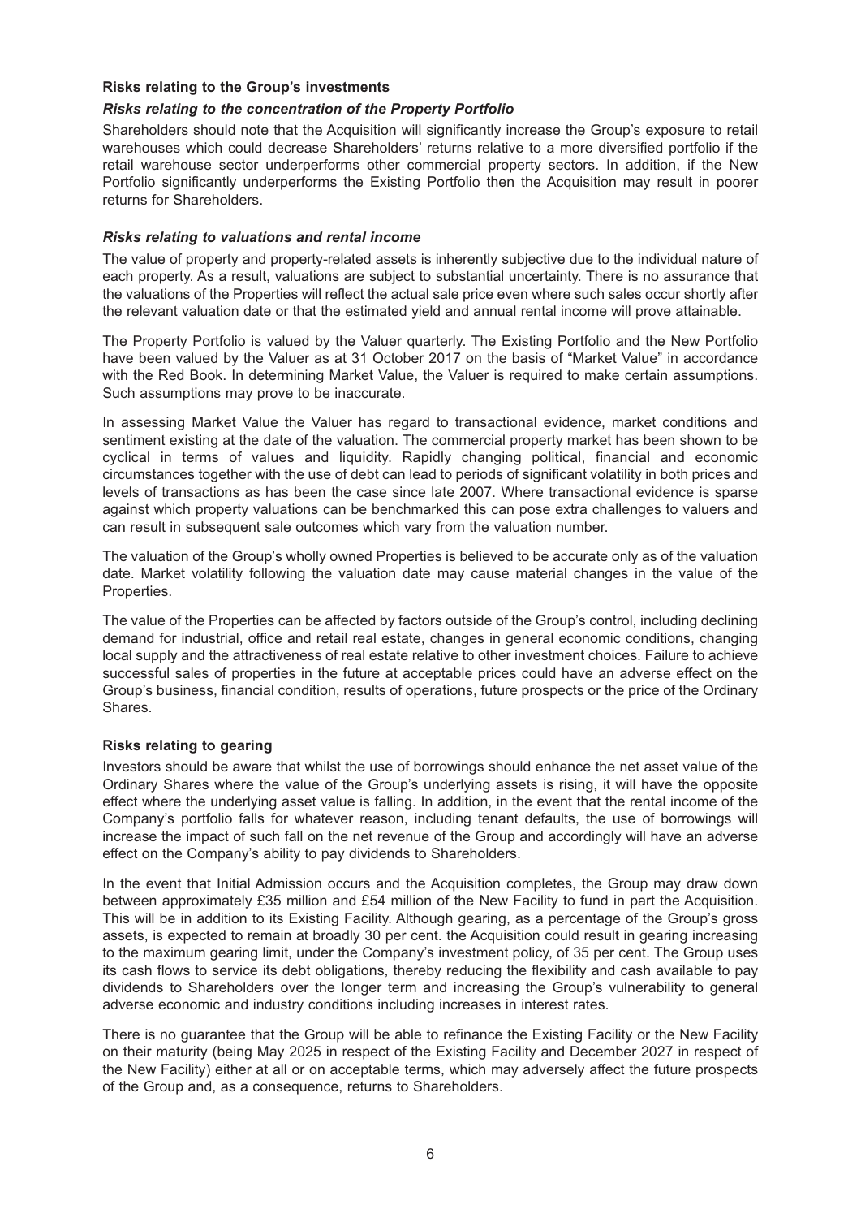### Risks relating to the Group's investments

#### *Risks relating to the concentration of the Property Portfolio*

Shareholders should note that the Acquisition will significantly increase the Group's exposure to retail warehouses which could decrease Shareholders' returns relative to a more diversified portfolio if the retail warehouse sector underperforms other commercial property sectors. In addition, if the New Portfolio significantly underperforms the Existing Portfolio then the Acquisition may result in poorer returns for Shareholders.

#### *Risks relating to valuations and rental income*

The value of property and property-related assets is inherently subjective due to the individual nature of each property. As a result, valuations are subject to substantial uncertainty. There is no assurance that the valuations of the Properties will reflect the actual sale price even where such sales occur shortly after the relevant valuation date or that the estimated yield and annual rental income will prove attainable.

The Property Portfolio is valued by the Valuer quarterly. The Existing Portfolio and the New Portfolio have been valued by the Valuer as at 31 October 2017 on the basis of "Market Value" in accordance with the Red Book. In determining Market Value, the Valuer is required to make certain assumptions. Such assumptions may prove to be inaccurate.

In assessing Market Value the Valuer has regard to transactional evidence, market conditions and sentiment existing at the date of the valuation. The commercial property market has been shown to be cyclical in terms of values and liquidity. Rapidly changing political, financial and economic circumstances together with the use of debt can lead to periods of significant volatility in both prices and levels of transactions as has been the case since late 2007. Where transactional evidence is sparse against which property valuations can be benchmarked this can pose extra challenges to valuers and can result in subsequent sale outcomes which vary from the valuation number.

The valuation of the Group's wholly owned Properties is believed to be accurate only as of the valuation date. Market volatility following the valuation date may cause material changes in the value of the Properties.

The value of the Properties can be affected by factors outside of the Group's control, including declining demand for industrial, office and retail real estate, changes in general economic conditions, changing local supply and the attractiveness of real estate relative to other investment choices. Failure to achieve successful sales of properties in the future at acceptable prices could have an adverse effect on the Group's business, financial condition, results of operations, future prospects or the price of the Ordinary Shares.

### Risks relating to gearing

Investors should be aware that whilst the use of borrowings should enhance the net asset value of the Ordinary Shares where the value of the Group's underlying assets is rising, it will have the opposite effect where the underlying asset value is falling. In addition, in the event that the rental income of the Company's portfolio falls for whatever reason, including tenant defaults, the use of borrowings will increase the impact of such fall on the net revenue of the Group and accordingly will have an adverse effect on the Company's ability to pay dividends to Shareholders.

In the event that Initial Admission occurs and the Acquisition completes, the Group may draw down between approximately £35 million and £54 million of the New Facility to fund in part the Acquisition. This will be in addition to its Existing Facility. Although gearing, as a percentage of the Group's gross assets, is expected to remain at broadly 30 per cent. the Acquisition could result in gearing increasing to the maximum gearing limit, under the Company's investment policy, of 35 per cent. The Group uses its cash flows to service its debt obligations, thereby reducing the flexibility and cash available to pay dividends to Shareholders over the longer term and increasing the Group's vulnerability to general adverse economic and industry conditions including increases in interest rates.

There is no guarantee that the Group will be able to refinance the Existing Facility or the New Facility on their maturity (being May 2025 in respect of the Existing Facility and December 2027 in respect of the New Facility) either at all or on acceptable terms, which may adversely affect the future prospects of the Group and, as a consequence, returns to Shareholders.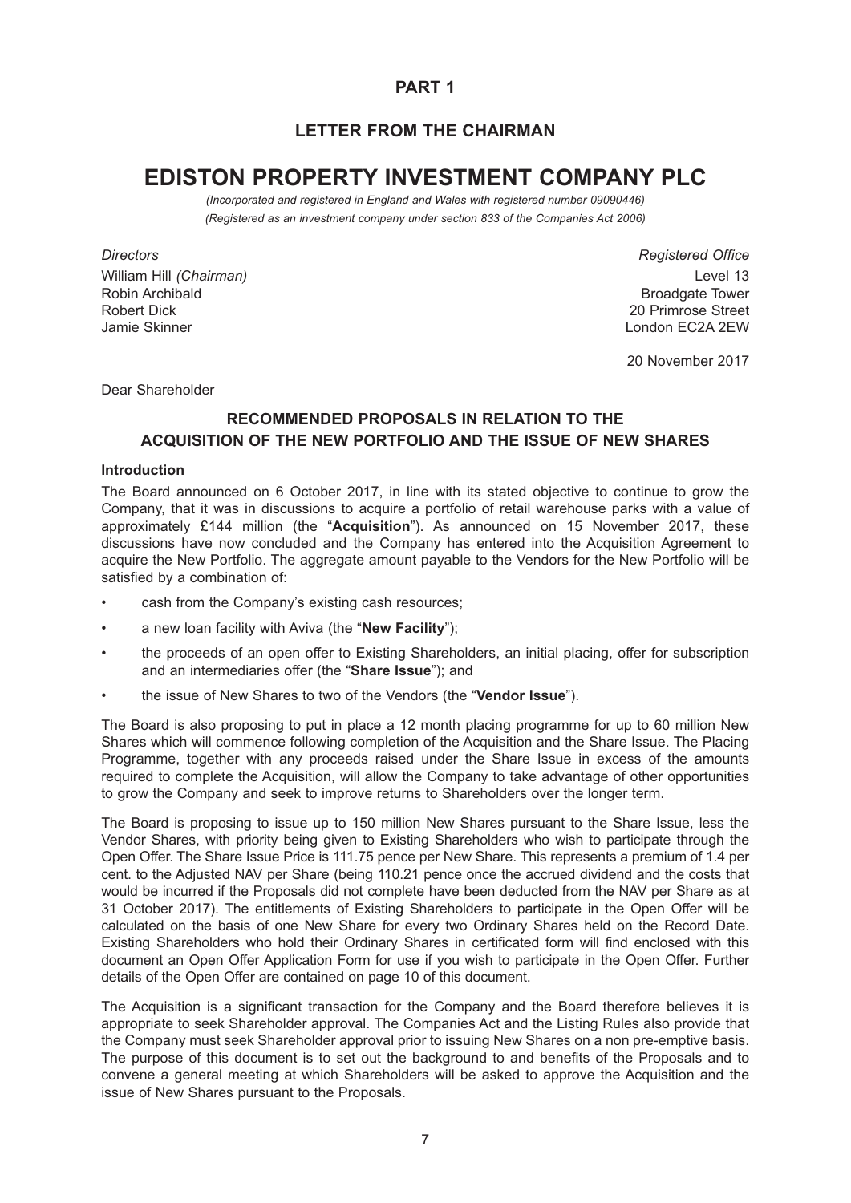# PART 1

## LETTER FROM THE CHAIRMAN

# EDISTON PROPERTY INVESTMENT COMPANY PLC

*(Incorporated and registered in England and Wales with registered number 09090446)*
*(Registered as an investment company under section 833 of the Companies Act 2006)*

*Directors*
William Hill *(Chairman)*
Robin Archibald
Robert Dick
Jamie Skinner

*Registered Office*
Level 13
Broadgate Tower
20 Primrose Street
London EC2A 2EW

20 November 2017

Dear Shareholder

### RECOMMENDED PROPOSALS IN RELATION TO THE ACQUISITION OF THE NEW PORTFOLIO AND THE ISSUE OF NEW SHARES

**Introduction**

The Board announced on 6 October 2017, in line with its stated objective to continue to grow the Company, that it was in discussions to acquire a portfolio of retail warehouse parks with a value of approximately £144 million (the "**Acquisition**"). As announced on 15 November 2017, these discussions have now concluded and the Company has entered into the Acquisition Agreement to acquire the New Portfolio. The aggregate amount payable to the Vendors for the New Portfolio will be satisfied by a combination of:

- cash from the Company's existing cash resources;
- a new loan facility with Aviva (the "**New Facility**");
- the proceeds of an open offer to Existing Shareholders, an initial placing, offer for subscription and an intermediaries offer (the "**Share Issue**"); and
- the issue of New Shares to two of the Vendors (the "**Vendor Issue**").

The Board is also proposing to put in place a 12 month placing programme for up to 60 million New Shares which will commence following completion of the Acquisition and the Share Issue. The Placing Programme, together with any proceeds raised under the Share Issue in excess of the amounts required to complete the Acquisition, will allow the Company to take advantage of other opportunities to grow the Company and seek to improve returns to Shareholders over the longer term.

The Board is proposing to issue up to 150 million New Shares pursuant to the Share Issue, less the Vendor Shares, with priority being given to Existing Shareholders who wish to participate through the Open Offer. The Share Issue Price is 111.75 pence per New Share. This represents a premium of 1.4 per cent. to the Adjusted NAV per Share (being 110.21 pence once the accrued dividend and the costs that would be incurred if the Proposals did not complete have been deducted from the NAV per Share as at 31 October 2017). The entitlements of Existing Shareholders to participate in the Open Offer will be calculated on the basis of one New Share for every two Ordinary Shares held on the Record Date. Existing Shareholders who hold their Ordinary Shares in certificated form will find enclosed with this document an Open Offer Application Form for use if you wish to participate in the Open Offer. Further details of the Open Offer are contained on page 10 of this document.

The Acquisition is a significant transaction for the Company and the Board therefore believes it is appropriate to seek Shareholder approval. The Companies Act and the Listing Rules also provide that the Company must seek Shareholder approval prior to issuing New Shares on a non pre-emptive basis. The purpose of this document is to set out the background to and benefits of the Proposals and to convene a general meeting at which Shareholders will be asked to approve the Acquisition and the issue of New Shares pursuant to the Proposals.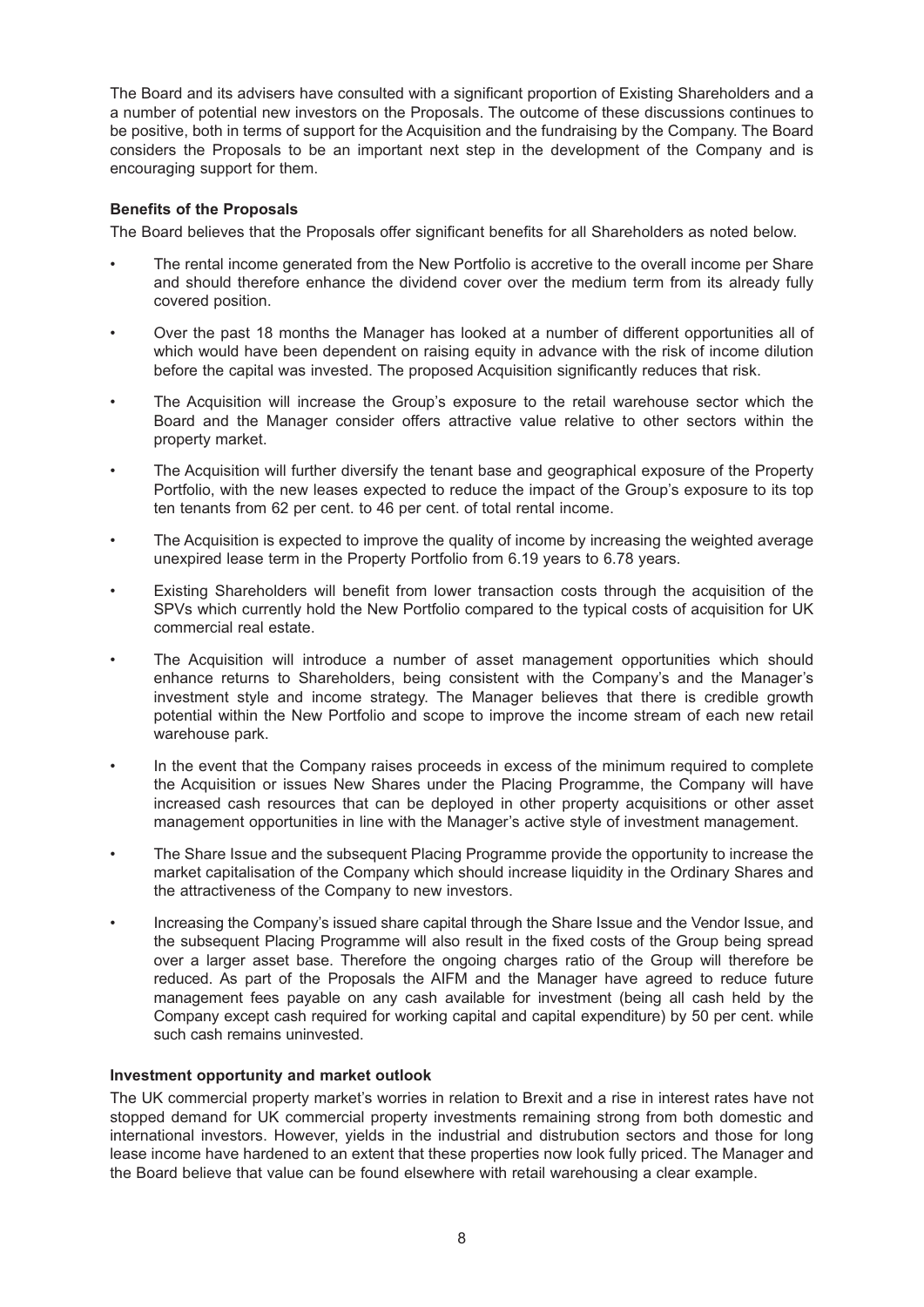The Board and its advisers have consulted with a significant proportion of Existing Shareholders and a a number of potential new investors on the Proposals. The outcome of these discussions continues to be positive, both in terms of support for the Acquisition and the fundraising by the Company. The Board considers the Proposals to be an important next step in the development of the Company and is encouraging support for them.

**Benefits of the Proposals**

The Board believes that the Proposals offer significant benefits for all Shareholders as noted below.

- The rental income generated from the New Portfolio is accretive to the overall income per Share and should therefore enhance the dividend cover over the medium term from its already fully covered position.
- Over the past 18 months the Manager has looked at a number of different opportunities all of which would have been dependent on raising equity in advance with the risk of income dilution before the capital was invested. The proposed Acquisition significantly reduces that risk.
- The Acquisition will increase the Group's exposure to the retail warehouse sector which the Board and the Manager consider offers attractive value relative to other sectors within the property market.
- The Acquisition will further diversify the tenant base and geographical exposure of the Property Portfolio, with the new leases expected to reduce the impact of the Group's exposure to its top ten tenants from 62 per cent. to 46 per cent. of total rental income.
- The Acquisition is expected to improve the quality of income by increasing the weighted average unexpired lease term in the Property Portfolio from 6.19 years to 6.78 years.
- Existing Shareholders will benefit from lower transaction costs through the acquisition of the SPVs which currently hold the New Portfolio compared to the typical costs of acquisition for UK commercial real estate.
- The Acquisition will introduce a number of asset management opportunities which should enhance returns to Shareholders, being consistent with the Company's and the Manager's investment style and income strategy. The Manager believes that there is credible growth potential within the New Portfolio and scope to improve the income stream of each new retail warehouse park.
- In the event that the Company raises proceeds in excess of the minimum required to complete the Acquisition or issues New Shares under the Placing Programme, the Company will have increased cash resources that can be deployed in other property acquisitions or other asset management opportunities in line with the Manager's active style of investment management.
- The Share Issue and the subsequent Placing Programme provide the opportunity to increase the market capitalisation of the Company which should increase liquidity in the Ordinary Shares and the attractiveness of the Company to new investors.
- Increasing the Company's issued share capital through the Share Issue and the Vendor Issue, and the subsequent Placing Programme will also result in the fixed costs of the Group being spread over a larger asset base. Therefore the ongoing charges ratio of the Group will therefore be reduced. As part of the Proposals the AIFM and the Manager have agreed to reduce future management fees payable on any cash available for investment (being all cash held by the Company except cash required for working capital and capital expenditure) by 50 per cent. while such cash remains uninvested.

**Investment opportunity and market outlook**

The UK commercial property market's worries in relation to Brexit and a rise in interest rates have not stopped demand for UK commercial property investments remaining strong from both domestic and international investors. However, yields in the industrial and distrubution sectors and those for long lease income have hardened to an extent that these properties now look fully priced. The Manager and the Board believe that value can be found elsewhere with retail warehousing a clear example.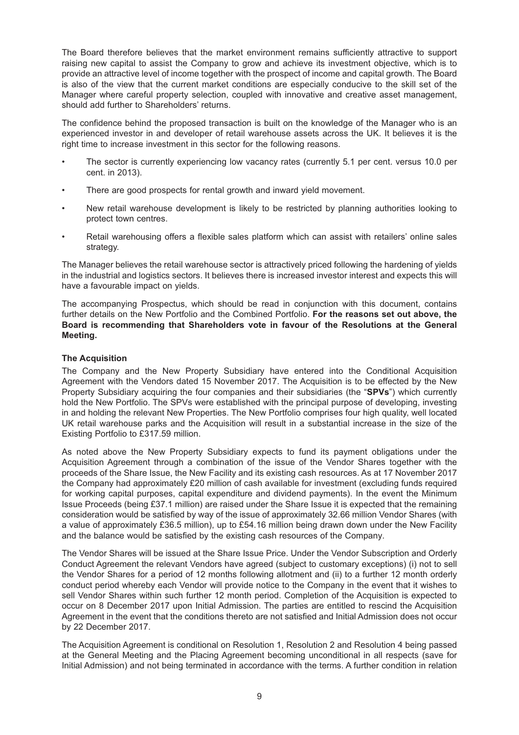The Board therefore believes that the market environment remains sufficiently attractive to support raising new capital to assist the Company to grow and achieve its investment objective, which is to provide an attractive level of income together with the prospect of income and capital growth. The Board is also of the view that the current market conditions are especially conducive to the skill set of the Manager where careful property selection, coupled with innovative and creative asset management, should add further to Shareholders' returns.

The confidence behind the proposed transaction is built on the knowledge of the Manager who is an experienced investor in and developer of retail warehouse assets across the UK. It believes it is the right time to increase investment in this sector for the following reasons.

- The sector is currently experiencing low vacancy rates (currently 5.1 per cent. versus 10.0 per cent. in 2013).
- There are good prospects for rental growth and inward yield movement.
- New retail warehouse development is likely to be restricted by planning authorities looking to protect town centres.
- Retail warehousing offers a flexible sales platform which can assist with retailers' online sales strategy.

The Manager believes the retail warehouse sector is attractively priced following the hardening of yields in the industrial and logistics sectors. It believes there is increased investor interest and expects this will have a favourable impact on yields.

The accompanying Prospectus, which should be read in conjunction with this document, contains further details on the New Portfolio and the Combined Portfolio. **For the reasons set out above, the Board is recommending that Shareholders vote in favour of the Resolutions at the General Meeting.**

**The Acquisition**

The Company and the New Property Subsidiary have entered into the Conditional Acquisition Agreement with the Vendors dated 15 November 2017. The Acquisition is to be effected by the New Property Subsidiary acquiring the four companies and their subsidiaries (the "**SPVs**") which currently hold the New Portfolio. The SPVs were established with the principal purpose of developing, investing in and holding the relevant New Properties. The New Portfolio comprises four high quality, well located UK retail warehouse parks and the Acquisition will result in a substantial increase in the size of the Existing Portfolio to £317.59 million.

As noted above the New Property Subsidiary expects to fund its payment obligations under the Acquisition Agreement through a combination of the issue of the Vendor Shares together with the proceeds of the Share Issue, the New Facility and its existing cash resources. As at 17 November 2017 the Company had approximately £20 million of cash available for investment (excluding funds required for working capital purposes, capital expenditure and dividend payments). In the event the Minimum Issue Proceeds (being £37.1 million) are raised under the Share Issue it is expected that the remaining consideration would be satisfied by way of the issue of approximately 32.66 million Vendor Shares (with a value of approximately £36.5 million), up to £54.16 million being drawn down under the New Facility and the balance would be satisfied by the existing cash resources of the Company.

The Vendor Shares will be issued at the Share Issue Price. Under the Vendor Subscription and Orderly Conduct Agreement the relevant Vendors have agreed (subject to customary exceptions) (i) not to sell the Vendor Shares for a period of 12 months following allotment and (ii) to a further 12 month orderly conduct period whereby each Vendor will provide notice to the Company in the event that it wishes to sell Vendor Shares within such further 12 month period. Completion of the Acquisition is expected to occur on 8 December 2017 upon Initial Admission. The parties are entitled to rescind the Acquisition Agreement in the event that the conditions thereto are not satisfied and Initial Admission does not occur by 22 December 2017.

The Acquisition Agreement is conditional on Resolution 1, Resolution 2 and Resolution 4 being passed at the General Meeting and the Placing Agreement becoming unconditional in all respects (save for Initial Admission) and not being terminated in accordance with the terms. A further condition in relation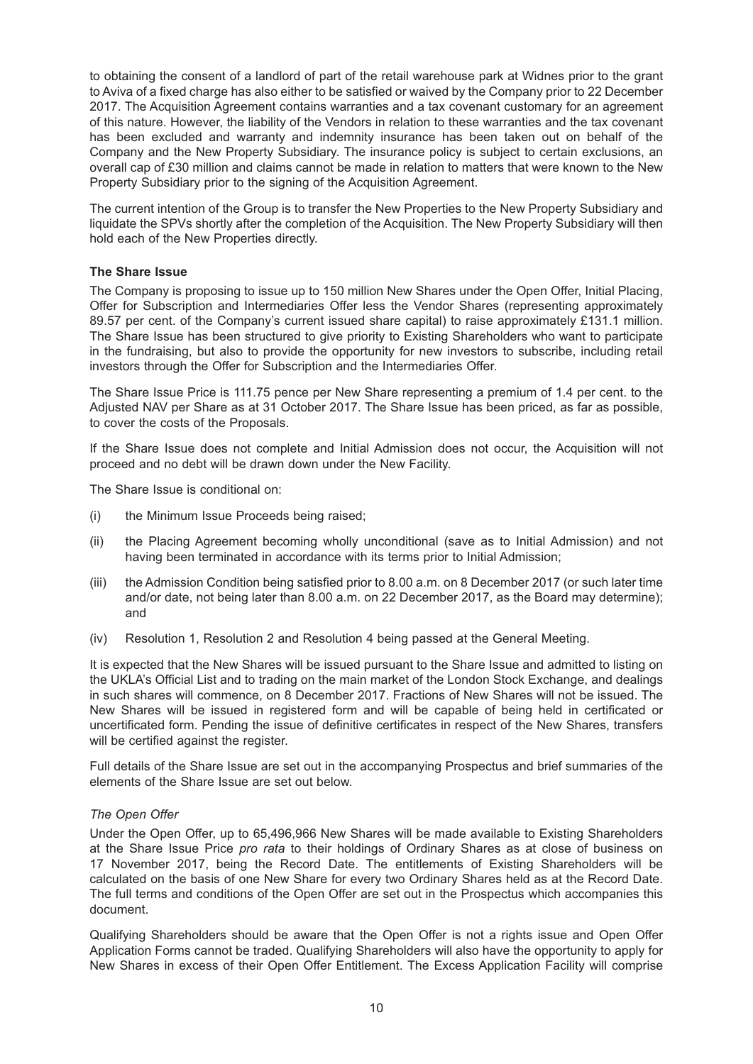to obtaining the consent of a landlord of part of the retail warehouse park at Widnes prior to the grant to Aviva of a fixed charge has also either to be satisfied or waived by the Company prior to 22 December 2017. The Acquisition Agreement contains warranties and a tax covenant customary for an agreement of this nature. However, the liability of the Vendors in relation to these warranties and the tax covenant has been excluded and warranty and indemnity insurance has been taken out on behalf of the Company and the New Property Subsidiary. The insurance policy is subject to certain exclusions, an overall cap of £30 million and claims cannot be made in relation to matters that were known to the New Property Subsidiary prior to the signing of the Acquisition Agreement.

The current intention of the Group is to transfer the New Properties to the New Property Subsidiary and liquidate the SPVs shortly after the completion of the Acquisition. The New Property Subsidiary will then hold each of the New Properties directly.

**The Share Issue**

The Company is proposing to issue up to 150 million New Shares under the Open Offer, Initial Placing, Offer for Subscription and Intermediaries Offer less the Vendor Shares (representing approximately 89.57 per cent. of the Company's current issued share capital) to raise approximately £131.1 million. The Share Issue has been structured to give priority to Existing Shareholders who want to participate in the fundraising, but also to provide the opportunity for new investors to subscribe, including retail investors through the Offer for Subscription and the Intermediaries Offer.

The Share Issue Price is 111.75 pence per New Share representing a premium of 1.4 per cent. to the Adjusted NAV per Share as at 31 October 2017. The Share Issue has been priced, as far as possible, to cover the costs of the Proposals.

If the Share Issue does not complete and Initial Admission does not occur, the Acquisition will not proceed and no debt will be drawn down under the New Facility.

The Share Issue is conditional on:

(i) the Minimum Issue Proceeds being raised;

(ii) the Placing Agreement becoming wholly unconditional (save as to Initial Admission) and not having been terminated in accordance with its terms prior to Initial Admission;

(iii) the Admission Condition being satisfied prior to 8.00 a.m. on 8 December 2017 (or such later time and/or date, not being later than 8.00 a.m. on 22 December 2017, as the Board may determine); and

(iv) Resolution 1, Resolution 2 and Resolution 4 being passed at the General Meeting.

It is expected that the New Shares will be issued pursuant to the Share Issue and admitted to listing on the UKLA's Official List and to trading on the main market of the London Stock Exchange, and dealings in such shares will commence, on 8 December 2017. Fractions of New Shares will not be issued. The New Shares will be issued in registered form and will be capable of being held in certificated or uncertificated form. Pending the issue of definitive certificates in respect of the New Shares, transfers will be certified against the register.

Full details of the Share Issue are set out in the accompanying Prospectus and brief summaries of the elements of the Share Issue are set out below.

*The Open Offer*

Under the Open Offer, up to 65,496,966 New Shares will be made available to Existing Shareholders at the Share Issue Price *pro rata* to their holdings of Ordinary Shares as at close of business on 17 November 2017, being the Record Date. The entitlements of Existing Shareholders will be calculated on the basis of one New Share for every two Ordinary Shares held as at the Record Date. The full terms and conditions of the Open Offer are set out in the Prospectus which accompanies this document.

Qualifying Shareholders should be aware that the Open Offer is not a rights issue and Open Offer Application Forms cannot be traded. Qualifying Shareholders will also have the opportunity to apply for New Shares in excess of their Open Offer Entitlement. The Excess Application Facility will comprise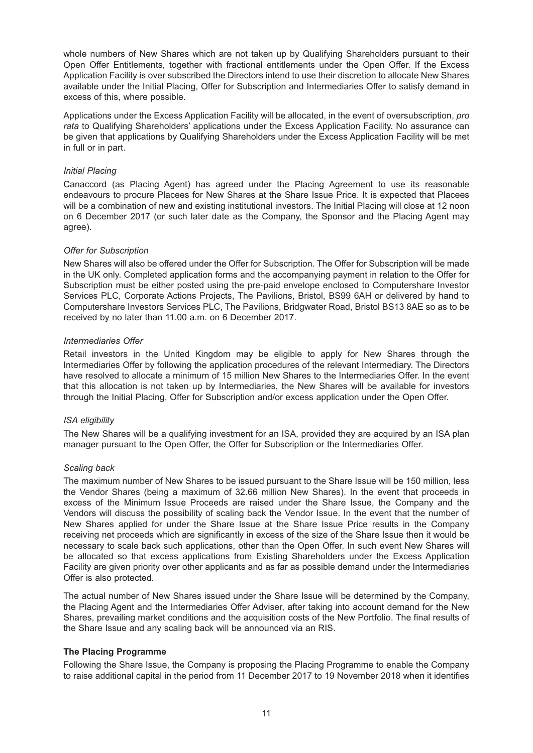whole numbers of New Shares which are not taken up by Qualifying Shareholders pursuant to their Open Offer Entitlements, together with fractional entitlements under the Open Offer. If the Excess Application Facility is over subscribed the Directors intend to use their discretion to allocate New Shares available under the Initial Placing, Offer for Subscription and Intermediaries Offer to satisfy demand in excess of this, where possible.

Applications under the Excess Application Facility will be allocated, in the event of oversubscription, *pro rata* to Qualifying Shareholders' applications under the Excess Application Facility. No assurance can be given that applications by Qualifying Shareholders under the Excess Application Facility will be met in full or in part.

*Initial Placing*

Canaccord (as Placing Agent) has agreed under the Placing Agreement to use its reasonable endeavours to procure Placees for New Shares at the Share Issue Price. It is expected that Placees will be a combination of new and existing institutional investors. The Initial Placing will close at 12 noon on 6 December 2017 (or such later date as the Company, the Sponsor and the Placing Agent may agree).

*Offer for Subscription*

New Shares will also be offered under the Offer for Subscription. The Offer for Subscription will be made in the UK only. Completed application forms and the accompanying payment in relation to the Offer for Subscription must be either posted using the pre-paid envelope enclosed to Computershare Investor Services PLC, Corporate Actions Projects, The Pavilions, Bristol, BS99 6AH or delivered by hand to Computershare Investors Services PLC, The Pavilions, Bridgwater Road, Bristol BS13 8AE so as to be received by no later than 11.00 a.m. on 6 December 2017.

*Intermediaries Offer*

Retail investors in the United Kingdom may be eligible to apply for New Shares through the Intermediaries Offer by following the application procedures of the relevant Intermediary. The Directors have resolved to allocate a minimum of 15 million New Shares to the Intermediaries Offer. In the event that this allocation is not taken up by Intermediaries, the New Shares will be available for investors through the Initial Placing, Offer for Subscription and/or excess application under the Open Offer.

*ISA eligibility*

The New Shares will be a qualifying investment for an ISA, provided they are acquired by an ISA plan manager pursuant to the Open Offer, the Offer for Subscription or the Intermediaries Offer.

*Scaling back*

The maximum number of New Shares to be issued pursuant to the Share Issue will be 150 million, less the Vendor Shares (being a maximum of 32.66 million New Shares). In the event that proceeds in excess of the Minimum Issue Proceeds are raised under the Share Issue, the Company and the Vendors will discuss the possibility of scaling back the Vendor Issue. In the event that the number of New Shares applied for under the Share Issue at the Share Issue Price results in the Company receiving net proceeds which are significantly in excess of the size of the Share Issue then it would be necessary to scale back such applications, other than the Open Offer. In such event New Shares will be allocated so that excess applications from Existing Shareholders under the Excess Application Facility are given priority over other applicants and as far as possible demand under the Intermediaries Offer is also protected.

The actual number of New Shares issued under the Share Issue will be determined by the Company, the Placing Agent and the Intermediaries Offer Adviser, after taking into account demand for the New Shares, prevailing market conditions and the acquisition costs of the New Portfolio. The final results of the Share Issue and any scaling back will be announced via an RIS.

**The Placing Programme**

Following the Share Issue, the Company is proposing the Placing Programme to enable the Company to raise additional capital in the period from 11 December 2017 to 19 November 2018 when it identifies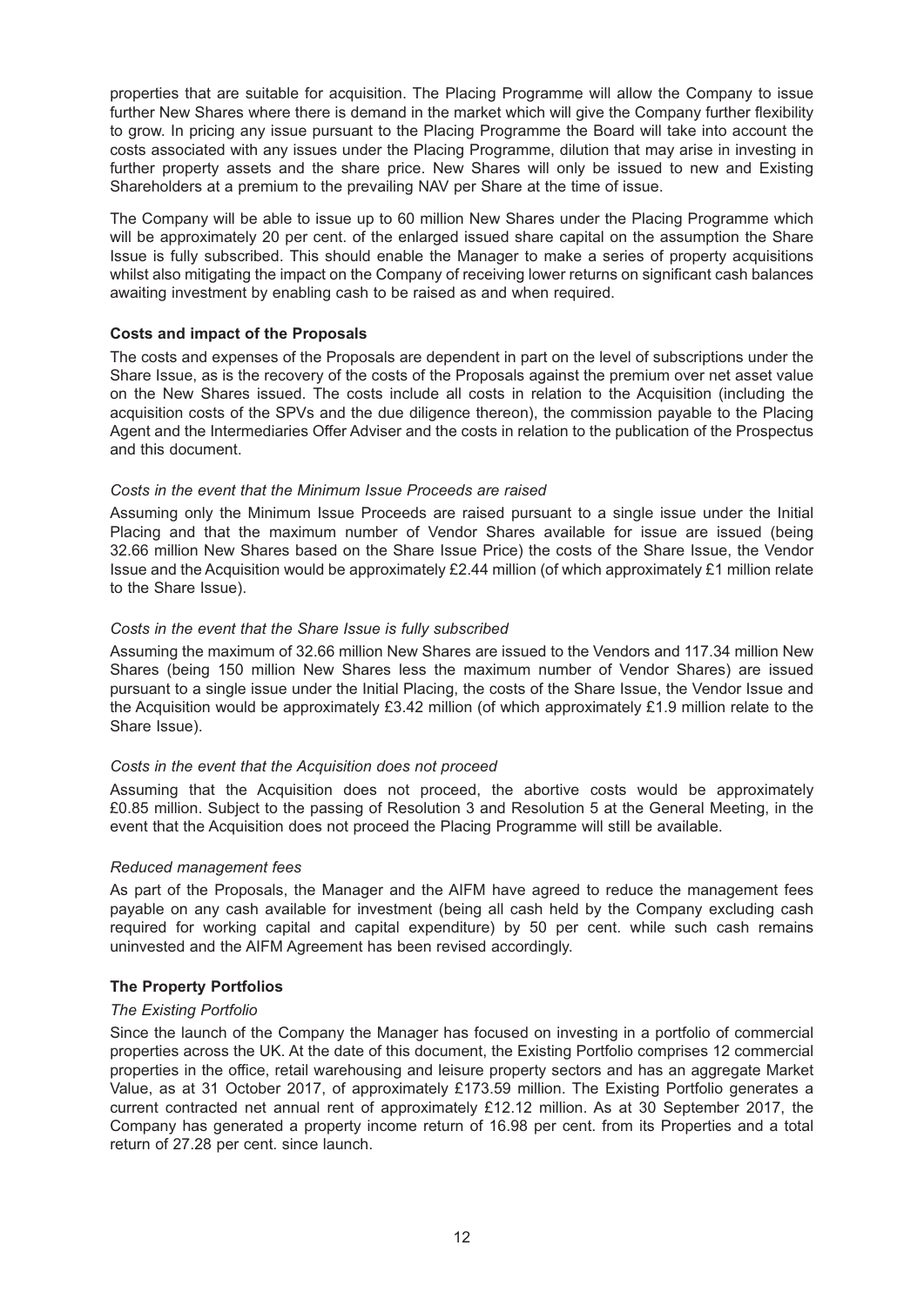properties that are suitable for acquisition. The Placing Programme will allow the Company to issue further New Shares where there is demand in the market which will give the Company further flexibility to grow. In pricing any issue pursuant to the Placing Programme the Board will take into account the costs associated with any issues under the Placing Programme, dilution that may arise in investing in further property assets and the share price. New Shares will only be issued to new and Existing Shareholders at a premium to the prevailing NAV per Share at the time of issue.

The Company will be able to issue up to 60 million New Shares under the Placing Programme which will be approximately 20 per cent. of the enlarged issued share capital on the assumption the Share Issue is fully subscribed. This should enable the Manager to make a series of property acquisitions whilst also mitigating the impact on the Company of receiving lower returns on significant cash balances awaiting investment by enabling cash to be raised as and when required.

**Costs and impact of the Proposals**

The costs and expenses of the Proposals are dependent in part on the level of subscriptions under the Share Issue, as is the recovery of the costs of the Proposals against the premium over net asset value on the New Shares issued. The costs include all costs in relation to the Acquisition (including the acquisition costs of the SPVs and the due diligence thereon), the commission payable to the Placing Agent and the Intermediaries Offer Adviser and the costs in relation to the publication of the Prospectus and this document.

*Costs in the event that the Minimum Issue Proceeds are raised*

Assuming only the Minimum Issue Proceeds are raised pursuant to a single issue under the Initial Placing and that the maximum number of Vendor Shares available for issue are issued (being 32.66 million New Shares based on the Share Issue Price) the costs of the Share Issue, the Vendor Issue and the Acquisition would be approximately £2.44 million (of which approximately £1 million relate to the Share Issue).

*Costs in the event that the Share Issue is fully subscribed*

Assuming the maximum of 32.66 million New Shares are issued to the Vendors and 117.34 million New Shares (being 150 million New Shares less the maximum number of Vendor Shares) are issued pursuant to a single issue under the Initial Placing, the costs of the Share Issue, the Vendor Issue and the Acquisition would be approximately £3.42 million (of which approximately £1.9 million relate to the Share Issue).

*Costs in the event that the Acquisition does not proceed*

Assuming that the Acquisition does not proceed, the abortive costs would be approximately £0.85 million. Subject to the passing of Resolution 3 and Resolution 5 at the General Meeting, in the event that the Acquisition does not proceed the Placing Programme will still be available.

*Reduced management fees*

As part of the Proposals, the Manager and the AIFM have agreed to reduce the management fees payable on any cash available for investment (being all cash held by the Company excluding cash required for working capital and capital expenditure) by 50 per cent. while such cash remains uninvested and the AIFM Agreement has been revised accordingly.

**The Property Portfolios**

*The Existing Portfolio*

Since the launch of the Company the Manager has focused on investing in a portfolio of commercial properties across the UK. At the date of this document, the Existing Portfolio comprises 12 commercial properties in the office, retail warehousing and leisure property sectors and has an aggregate Market Value, as at 31 October 2017, of approximately £173.59 million. The Existing Portfolio generates a current contracted net annual rent of approximately £12.12 million. As at 30 September 2017, the Company has generated a property income return of 16.98 per cent. from its Properties and a total return of 27.28 per cent. since launch.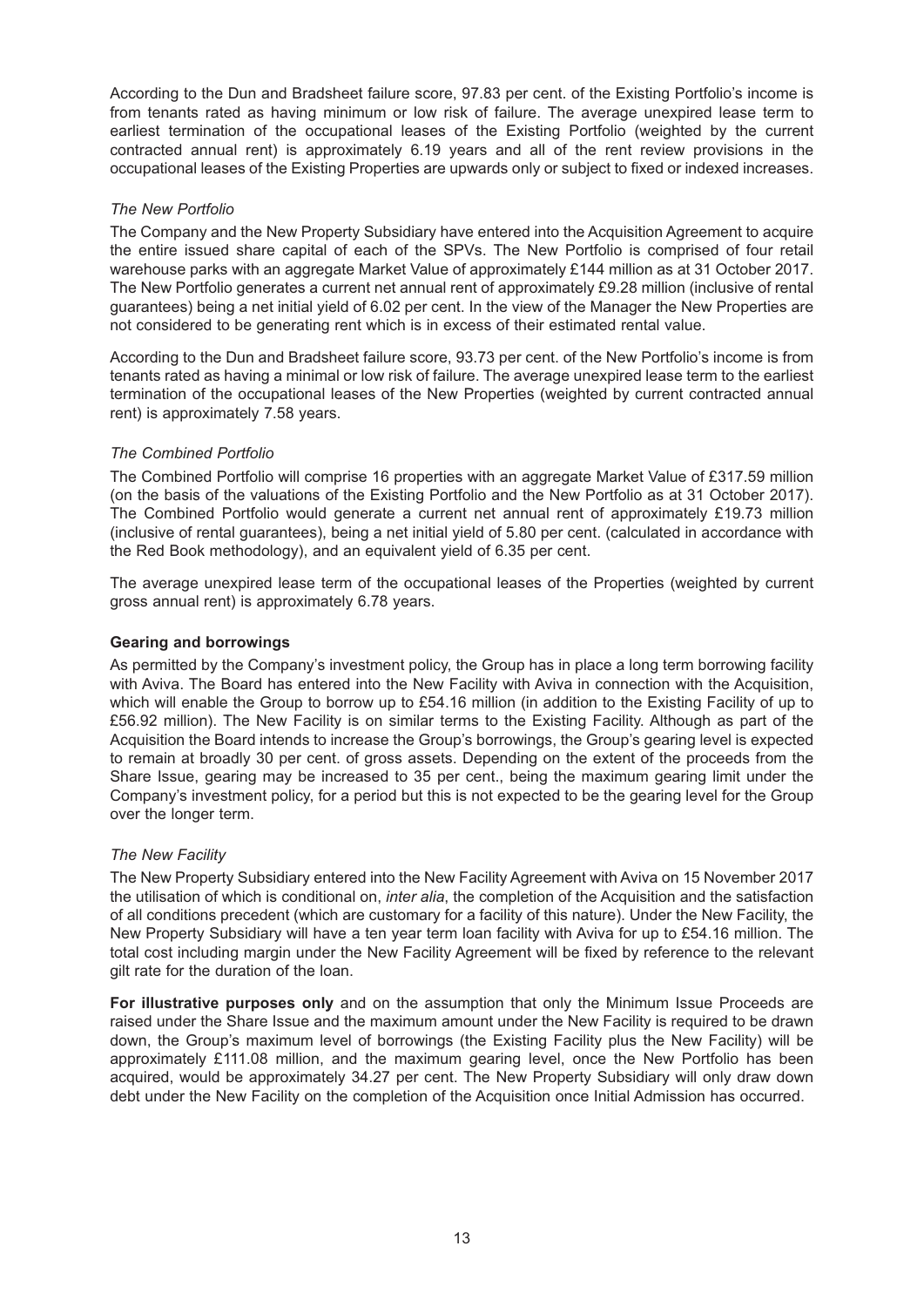According to the Dun and Bradsheet failure score, 97.83 per cent. of the Existing Portfolio's income is from tenants rated as having minimum or low risk of failure. The average unexpired lease term to earliest termination of the occupational leases of the Existing Portfolio (weighted by the current contracted annual rent) is approximately 6.19 years and all of the rent review provisions in the occupational leases of the Existing Properties are upwards only or subject to fixed or indexed increases.

*The New Portfolio*

The Company and the New Property Subsidiary have entered into the Acquisition Agreement to acquire the entire issued share capital of each of the SPVs. The New Portfolio is comprised of four retail warehouse parks with an aggregate Market Value of approximately £144 million as at 31 October 2017. The New Portfolio generates a current net annual rent of approximately £9.28 million (inclusive of rental guarantees) being a net initial yield of 6.02 per cent. In the view of the Manager the New Properties are not considered to be generating rent which is in excess of their estimated rental value.

According to the Dun and Bradsheet failure score, 93.73 per cent. of the New Portfolio's income is from tenants rated as having a minimal or low risk of failure. The average unexpired lease term to the earliest termination of the occupational leases of the New Properties (weighted by current contracted annual rent) is approximately 7.58 years.

*The Combined Portfolio*

The Combined Portfolio will comprise 16 properties with an aggregate Market Value of £317.59 million (on the basis of the valuations of the Existing Portfolio and the New Portfolio as at 31 October 2017). The Combined Portfolio would generate a current net annual rent of approximately £19.73 million (inclusive of rental guarantees), being a net initial yield of 5.80 per cent. (calculated in accordance with the Red Book methodology), and an equivalent yield of 6.35 per cent.

The average unexpired lease term of the occupational leases of the Properties (weighted by current gross annual rent) is approximately 6.78 years.

**Gearing and borrowings**

As permitted by the Company's investment policy, the Group has in place a long term borrowing facility with Aviva. The Board has entered into the New Facility with Aviva in connection with the Acquisition, which will enable the Group to borrow up to £54.16 million (in addition to the Existing Facility of up to £56.92 million). The New Facility is on similar terms to the Existing Facility. Although as part of the Acquisition the Board intends to increase the Group's borrowings, the Group's gearing level is expected to remain at broadly 30 per cent. of gross assets. Depending on the extent of the proceeds from the Share Issue, gearing may be increased to 35 per cent., being the maximum gearing limit under the Company's investment policy, for a period but this is not expected to be the gearing level for the Group over the longer term.

*The New Facility*

The New Property Subsidiary entered into the New Facility Agreement with Aviva on 15 November 2017 the utilisation of which is conditional on, *inter alia*, the completion of the Acquisition and the satisfaction of all conditions precedent (which are customary for a facility of this nature). Under the New Facility, the New Property Subsidiary will have a ten year term loan facility with Aviva for up to £54.16 million. The total cost including margin under the New Facility Agreement will be fixed by reference to the relevant gilt rate for the duration of the loan.

**For illustrative purposes only** and on the assumption that only the Minimum Issue Proceeds are raised under the Share Issue and the maximum amount under the New Facility is required to be drawn down, the Group's maximum level of borrowings (the Existing Facility plus the New Facility) will be approximately £111.08 million, and the maximum gearing level, once the New Portfolio has been acquired, would be approximately 34.27 per cent. The New Property Subsidiary will only draw down debt under the New Facility on the completion of the Acquisition once Initial Admission has occurred.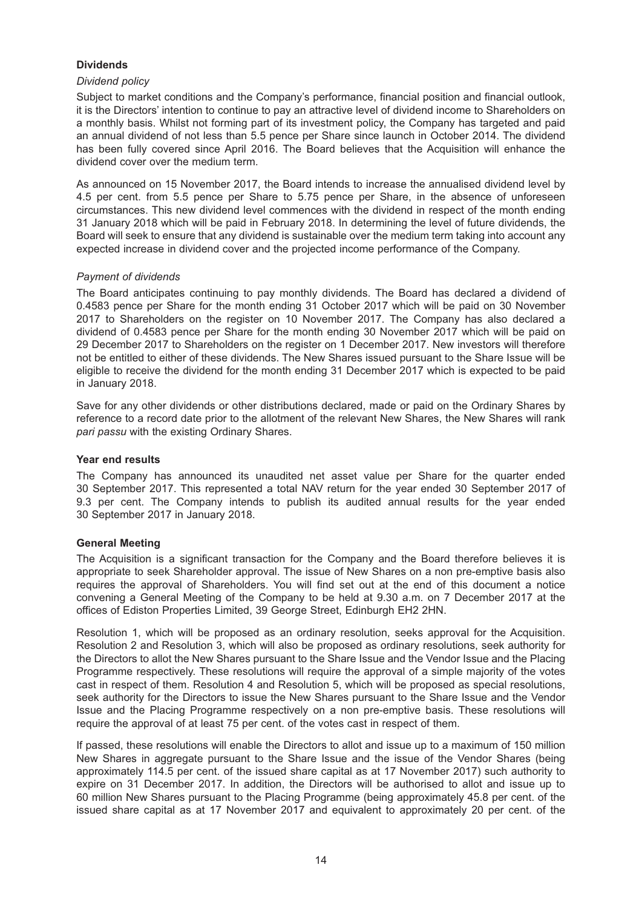### Dividends

*Dividend policy*

Subject to market conditions and the Company's performance, financial position and financial outlook, it is the Directors' intention to continue to pay an attractive level of dividend income to Shareholders on a monthly basis. Whilst not forming part of its investment policy, the Company has targeted and paid an annual dividend of not less than 5.5 pence per Share since launch in October 2014. The dividend has been fully covered since April 2016. The Board believes that the Acquisition will enhance the dividend cover over the medium term.

As announced on 15 November 2017, the Board intends to increase the annualised dividend level by 4.5 per cent. from 5.5 pence per Share to 5.75 pence per Share, in the absence of unforeseen circumstances. This new dividend level commences with the dividend in respect of the month ending 31 January 2018 which will be paid in February 2018. In determining the level of future dividends, the Board will seek to ensure that any dividend is sustainable over the medium term taking into account any expected increase in dividend cover and the projected income performance of the Company.

*Payment of dividends*

The Board anticipates continuing to pay monthly dividends. The Board has declared a dividend of 0.4583 pence per Share for the month ending 31 October 2017 which will be paid on 30 November 2017 to Shareholders on the register on 10 November 2017. The Company has also declared a dividend of 0.4583 pence per Share for the month ending 30 November 2017 which will be paid on 29 December 2017 to Shareholders on the register on 1 December 2017. New investors will therefore not be entitled to either of these dividends. The New Shares issued pursuant to the Share Issue will be eligible to receive the dividend for the month ending 31 December 2017 which is expected to be paid in January 2018.

Save for any other dividends or other distributions declared, made or paid on the Ordinary Shares by reference to a record date prior to the allotment of the relevant New Shares, the New Shares will rank *pari passu* with the existing Ordinary Shares.

### Year end results

The Company has announced its unaudited net asset value per Share for the quarter ended 30 September 2017. This represented a total NAV return for the year ended 30 September 2017 of 9.3 per cent. The Company intends to publish its audited annual results for the year ended 30 September 2017 in January 2018.

### General Meeting

The Acquisition is a significant transaction for the Company and the Board therefore believes it is appropriate to seek Shareholder approval. The issue of New Shares on a non pre-emptive basis also requires the approval of Shareholders. You will find set out at the end of this document a notice convening a General Meeting of the Company to be held at 9.30 a.m. on 7 December 2017 at the offices of Ediston Properties Limited, 39 George Street, Edinburgh EH2 2HN.

Resolution 1, which will be proposed as an ordinary resolution, seeks approval for the Acquisition. Resolution 2 and Resolution 3, which will also be proposed as ordinary resolutions, seek authority for the Directors to allot the New Shares pursuant to the Share Issue and the Vendor Issue and the Placing Programme respectively. These resolutions will require the approval of a simple majority of the votes cast in respect of them. Resolution 4 and Resolution 5, which will be proposed as special resolutions, seek authority for the Directors to issue the New Shares pursuant to the Share Issue and the Vendor Issue and the Placing Programme respectively on a non pre-emptive basis. These resolutions will require the approval of at least 75 per cent. of the votes cast in respect of them.

If passed, these resolutions will enable the Directors to allot and issue up to a maximum of 150 million New Shares in aggregate pursuant to the Share Issue and the issue of the Vendor Shares (being approximately 114.5 per cent. of the issued share capital as at 17 November 2017) such authority to expire on 31 December 2017. In addition, the Directors will be authorised to allot and issue up to 60 million New Shares pursuant to the Placing Programme (being approximately 45.8 per cent. of the issued share capital as at 17 November 2017 and equivalent to approximately 20 per cent. of the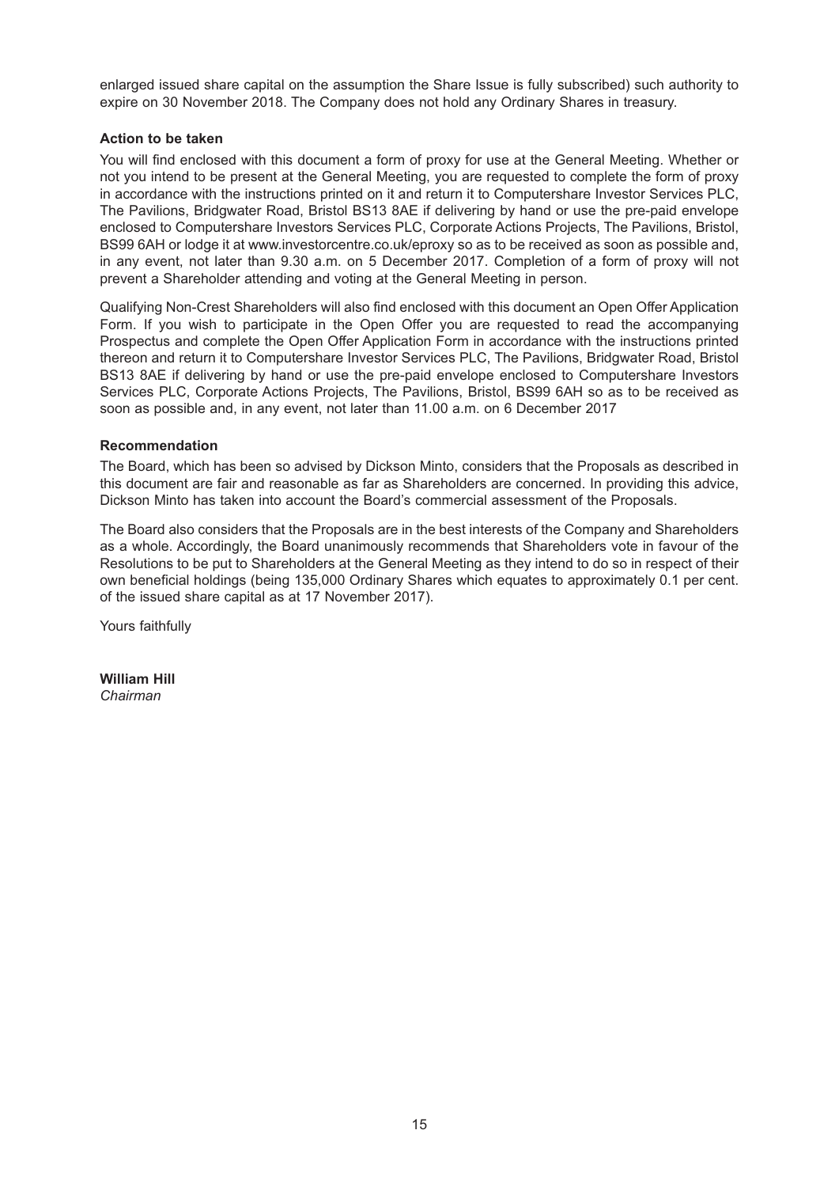enlarged issued share capital on the assumption the Share Issue is fully subscribed) such authority to expire on 30 November 2018. The Company does not hold any Ordinary Shares in treasury.

**Action to be taken**

You will find enclosed with this document a form of proxy for use at the General Meeting. Whether or not you intend to be present at the General Meeting, you are requested to complete the form of proxy in accordance with the instructions printed on it and return it to Computershare Investor Services PLC, The Pavilions, Bridgwater Road, Bristol BS13 8AE if delivering by hand or use the pre-paid envelope enclosed to Computershare Investors Services PLC, Corporate Actions Projects, The Pavilions, Bristol, BS99 6AH or lodge it at www.investorcentre.co.uk/eproxy so as to be received as soon as possible and, in any event, not later than 9.30 a.m. on 5 December 2017. Completion of a form of proxy will not prevent a Shareholder attending and voting at the General Meeting in person.

Qualifying Non-Crest Shareholders will also find enclosed with this document an Open Offer Application Form. If you wish to participate in the Open Offer you are requested to read the accompanying Prospectus and complete the Open Offer Application Form in accordance with the instructions printed thereon and return it to Computershare Investor Services PLC, The Pavilions, Bridgwater Road, Bristol BS13 8AE if delivering by hand or use the pre-paid envelope enclosed to Computershare Investors Services PLC, Corporate Actions Projects, The Pavilions, Bristol, BS99 6AH so as to be received as soon as possible and, in any event, not later than 11.00 a.m. on 6 December 2017

**Recommendation**

The Board, which has been so advised by Dickson Minto, considers that the Proposals as described in this document are fair and reasonable as far as Shareholders are concerned. In providing this advice, Dickson Minto has taken into account the Board's commercial assessment of the Proposals.

The Board also considers that the Proposals are in the best interests of the Company and Shareholders as a whole. Accordingly, the Board unanimously recommends that Shareholders vote in favour of the Resolutions to be put to Shareholders at the General Meeting as they intend to do so in respect of their own beneficial holdings (being 135,000 Ordinary Shares which equates to approximately 0.1 per cent. of the issued share capital as at 17 November 2017).

Yours faithfully

**William Hill**
*Chairman*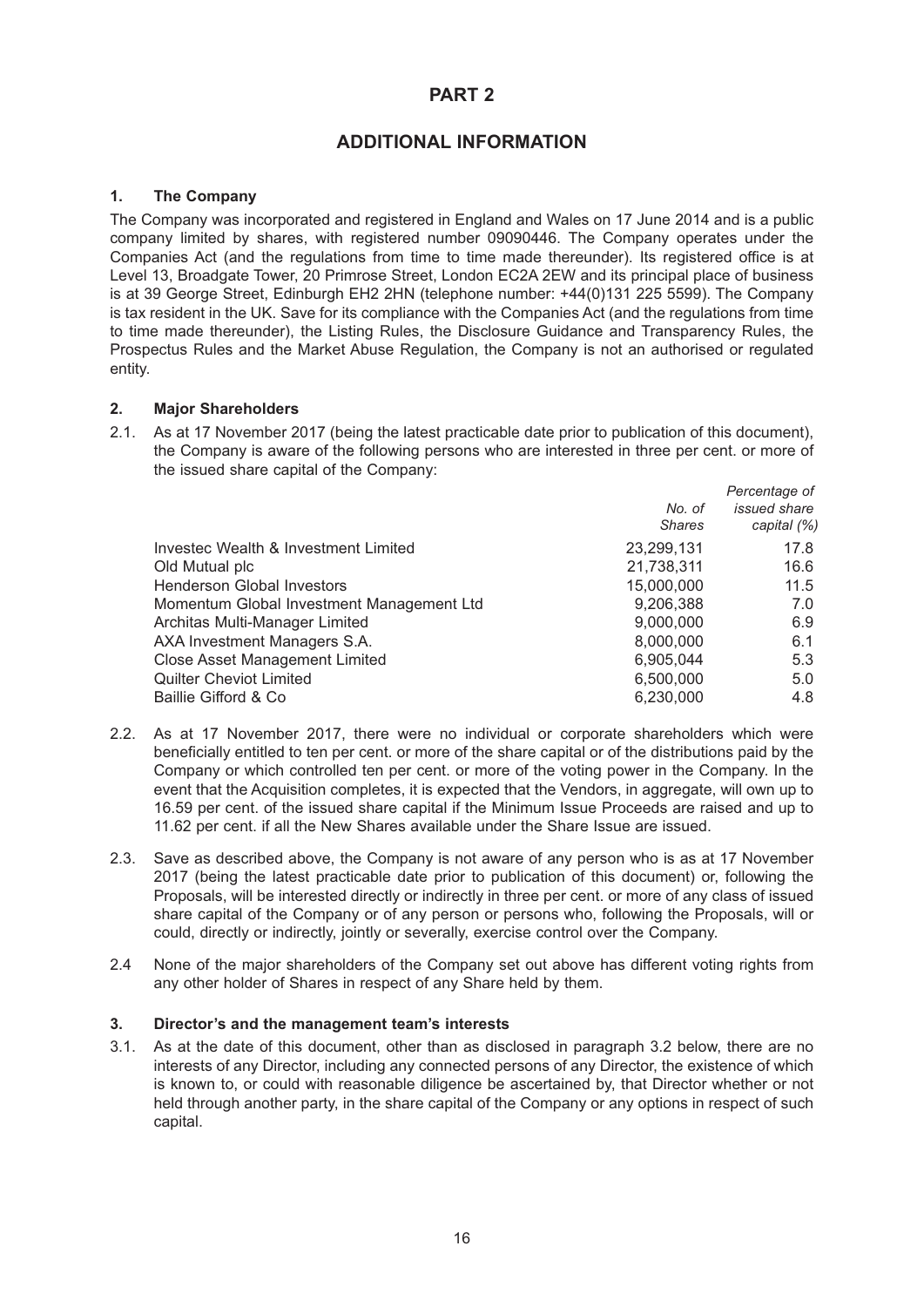# PART 2

## ADDITIONAL INFORMATION

### 1. The Company

The Company was incorporated and registered in England and Wales on 17 June 2014 and is a public company limited by shares, with registered number 09090446. The Company operates under the Companies Act (and the regulations from time to time made thereunder). Its registered office is at Level 13, Broadgate Tower, 20 Primrose Street, London EC2A 2EW and its principal place of business is at 39 George Street, Edinburgh EH2 2HN (telephone number: +44(0)131 225 5599). The Company is tax resident in the UK. Save for its compliance with the Companies Act (and the regulations from time to time made thereunder), the Listing Rules, the Disclosure Guidance and Transparency Rules, the Prospectus Rules and the Market Abuse Regulation, the Company is not an authorised or regulated entity.

### 2. Major Shareholders

2.1. As at 17 November 2017 (being the latest practicable date prior to publication of this document), the Company is aware of the following persons who are interested in three per cent. or more of the issued share capital of the Company:

| | *No. of Shares* | *Percentage of issued share capital (%)* |
|---|---|---|
| Investec Wealth & Investment Limited | 23,299,131 | 17.8 |
| Old Mutual plc | 21,738,311 | 16.6 |
| Henderson Global Investors | 15,000,000 | 11.5 |
| Momentum Global Investment Management Ltd | 9,206,388 | 7.0 |
| Architas Multi-Manager Limited | 9,000,000 | 6.9 |
| AXA Investment Managers S.A. | 8,000,000 | 6.1 |
| Close Asset Management Limited | 6,905,044 | 5.3 |
| Quilter Cheviot Limited | 6,500,000 | 5.0 |
| Baillie Gifford & Co | 6,230,000 | 4.8 |

2.2. As at 17 November 2017, there were no individual or corporate shareholders which were beneficially entitled to ten per cent. or more of the share capital or of the distributions paid by the Company or which controlled ten per cent. or more of the voting power in the Company. In the event that the Acquisition completes, it is expected that the Vendors, in aggregate, will own up to 16.59 per cent. of the issued share capital if the Minimum Issue Proceeds are raised and up to 11.62 per cent. if all the New Shares available under the Share Issue are issued.

2.3. Save as described above, the Company is not aware of any person who is as at 17 November 2017 (being the latest practicable date prior to publication of this document) or, following the Proposals, will be interested directly or indirectly in three per cent. or more of any class of issued share capital of the Company or of any person or persons who, following the Proposals, will or could, directly or indirectly, jointly or severally, exercise control over the Company.

2.4 None of the major shareholders of the Company set out above has different voting rights from any other holder of Shares in respect of any Share held by them.

### 3. Director's and the management team's interests

3.1. As at the date of this document, other than as disclosed in paragraph 3.2 below, there are no interests of any Director, including any connected persons of any Director, the existence of which is known to, or could with reasonable diligence be ascertained by, that Director whether or not held through another party, in the share capital of the Company or any options in respect of such capital.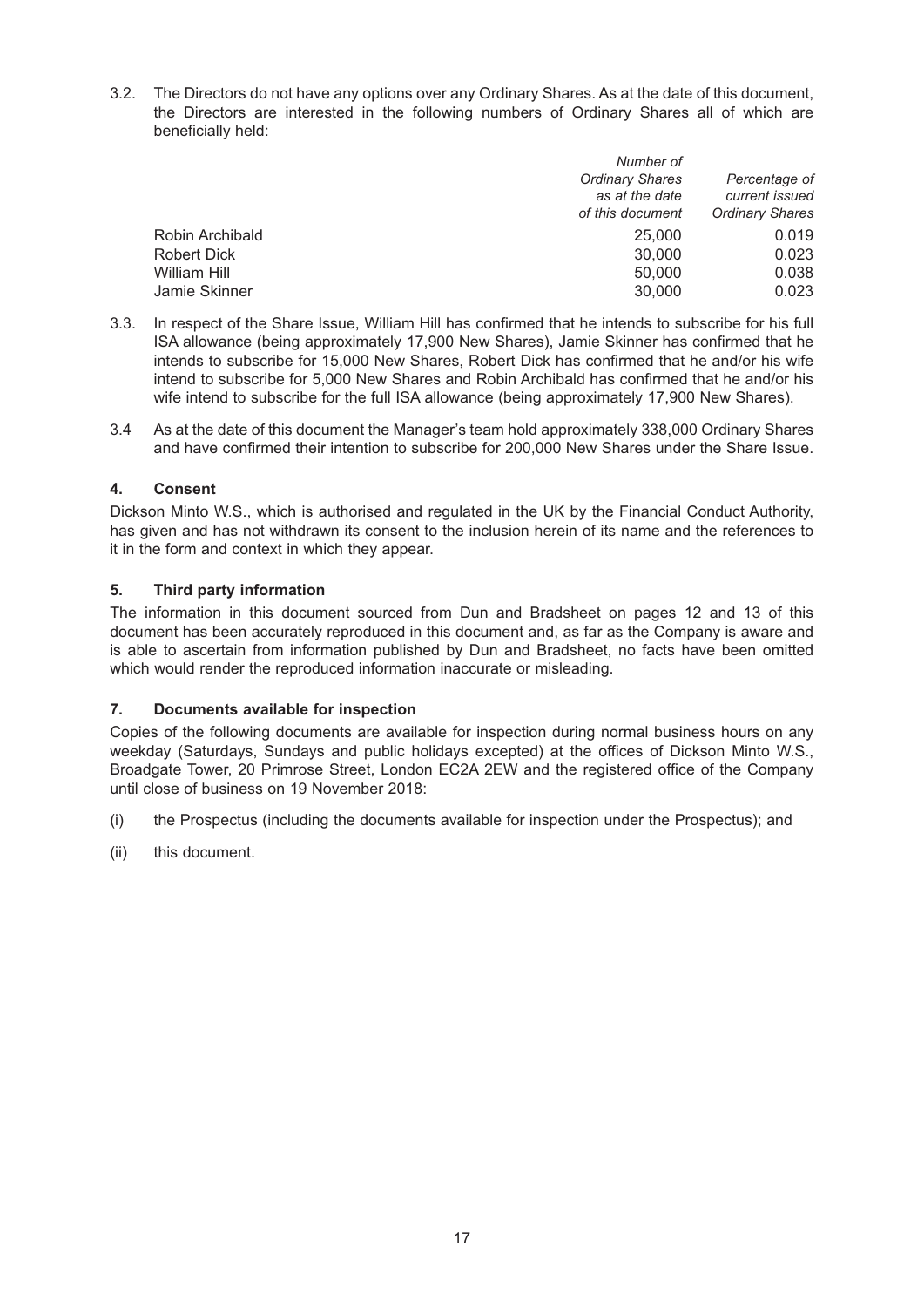3.2. The Directors do not have any options over any Ordinary Shares. As at the date of this document, the Directors are interested in the following numbers of Ordinary Shares all of which are beneficially held:

| | *Number of Ordinary Shares as at the date of this document* | *Percentage of current issued Ordinary Shares* |
|---|---|---|
| Robin Archibald | 25,000 | 0.019 |
| Robert Dick | 30,000 | 0.023 |
| William Hill | 50,000 | 0.038 |
| Jamie Skinner | 30,000 | 0.023 |

3.3. In respect of the Share Issue, William Hill has confirmed that he intends to subscribe for his full ISA allowance (being approximately 17,900 New Shares), Jamie Skinner has confirmed that he intends to subscribe for 15,000 New Shares, Robert Dick has confirmed that he and/or his wife intend to subscribe for 5,000 New Shares and Robin Archibald has confirmed that he and/or his wife intend to subscribe for the full ISA allowance (being approximately 17,900 New Shares).

3.4 As at the date of this document the Manager's team hold approximately 338,000 Ordinary Shares and have confirmed their intention to subscribe for 200,000 New Shares under the Share Issue.

## 4. Consent

Dickson Minto W.S., which is authorised and regulated in the UK by the Financial Conduct Authority, has given and has not withdrawn its consent to the inclusion herein of its name and the references to it in the form and context in which they appear.

## 5. Third party information

The information in this document sourced from Dun and Bradsheet on pages 12 and 13 of this document has been accurately reproduced in this document and, as far as the Company is aware and is able to ascertain from information published by Dun and Bradsheet, no facts have been omitted which would render the reproduced information inaccurate or misleading.

## 7. Documents available for inspection

Copies of the following documents are available for inspection during normal business hours on any weekday (Saturdays, Sundays and public holidays excepted) at the offices of Dickson Minto W.S., Broadgate Tower, 20 Primrose Street, London EC2A 2EW and the registered office of the Company until close of business on 19 November 2018:

(i) the Prospectus (including the documents available for inspection under the Prospectus); and

(ii) this document.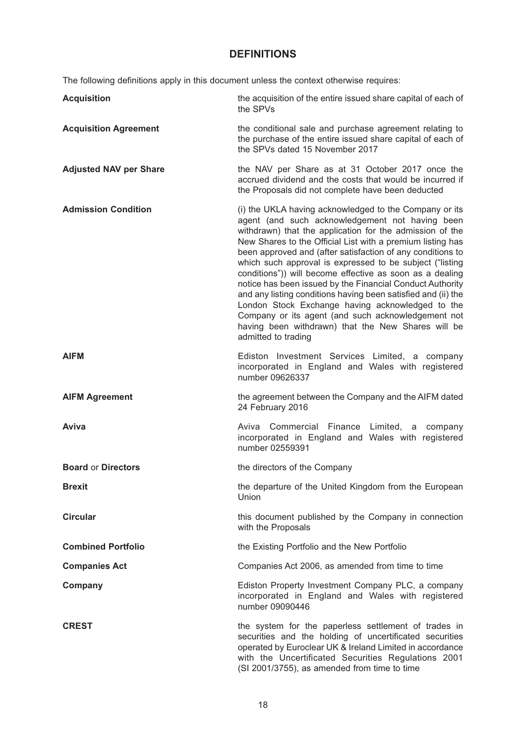# DEFINITIONS

The following definitions apply in this document unless the context otherwise requires:

| | |
|---|---|
| **Acquisition** | the acquisition of the entire issued share capital of each of the SPVs |
| **Acquisition Agreement** | the conditional sale and purchase agreement relating to the purchase of the entire issued share capital of each of the SPVs dated 15 November 2017 |
| **Adjusted NAV per Share** | the NAV per Share as at 31 October 2017 once the accrued dividend and the costs that would be incurred if the Proposals did not complete have been deducted |
| **Admission Condition** | (i) the UKLA having acknowledged to the Company or its agent (and such acknowledgement not having been withdrawn) that the application for the admission of the New Shares to the Official List with a premium listing has been approved and (after satisfaction of any conditions to which such approval is expressed to be subject ("listing conditions")) will become effective as soon as a dealing notice has been issued by the Financial Conduct Authority and any listing conditions having been satisfied and (ii) the London Stock Exchange having acknowledged to the Company or its agent (and such acknowledgement not having been withdrawn) that the New Shares will be admitted to trading |
| **AIFM** | Ediston Investment Services Limited, a company incorporated in England and Wales with registered number 09626337 |
| **AIFM Agreement** | the agreement between the Company and the AIFM dated 24 February 2016 |
| **Aviva** | Aviva Commercial Finance Limited, a company incorporated in England and Wales with registered number 02559391 |
| **Board** or **Directors** | the directors of the Company |
| **Brexit** | the departure of the United Kingdom from the European Union |
| **Circular** | this document published by the Company in connection with the Proposals |
| **Combined Portfolio** | the Existing Portfolio and the New Portfolio |
| **Companies Act** | Companies Act 2006, as amended from time to time |
| **Company** | Ediston Property Investment Company PLC, a company incorporated in England and Wales with registered number 09090446 |
| **CREST** | the system for the paperless settlement of trades in securities and the holding of uncertificated securities operated by Euroclear UK & Ireland Limited in accordance with the Uncertificated Securities Regulations 2001 (SI 2001/3755), as amended from time to time |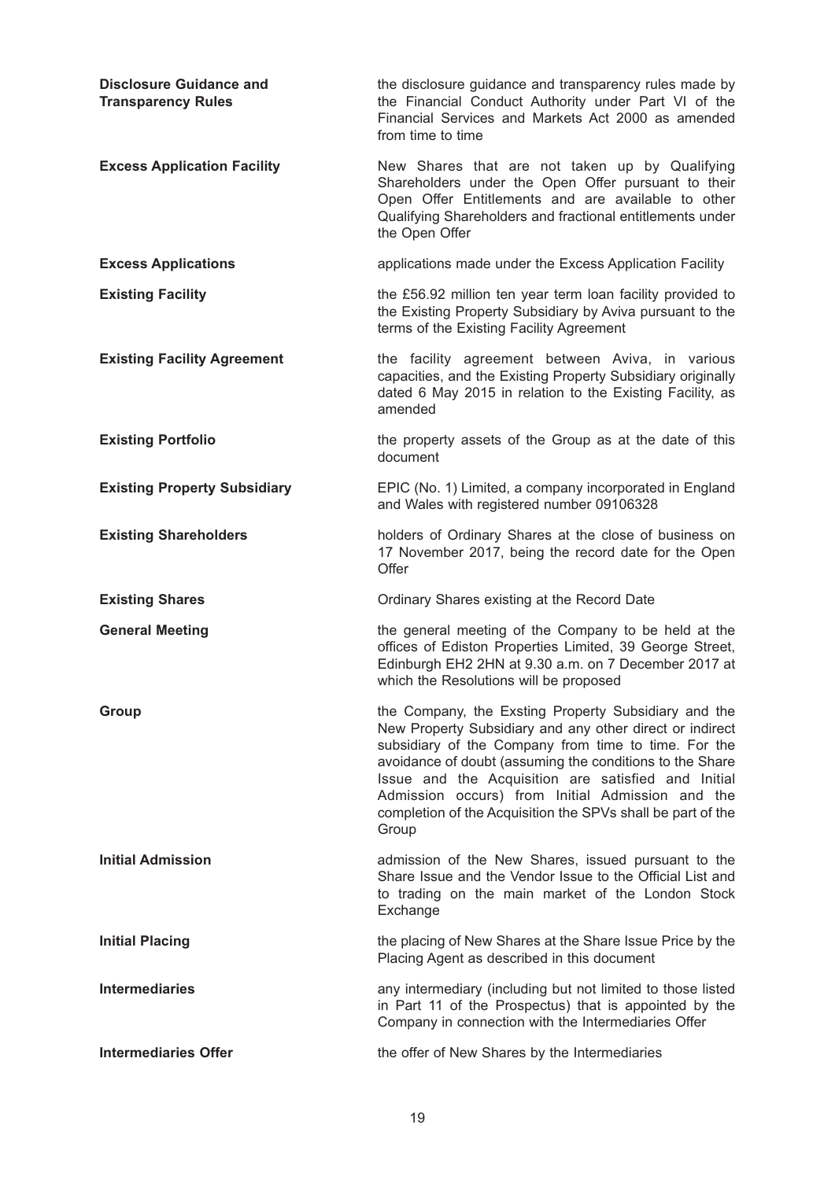**Disclosure Guidance and Transparency Rules**
the disclosure guidance and transparency rules made by the Financial Conduct Authority under Part VI of the Financial Services and Markets Act 2000 as amended from time to time

**Excess Application Facility**
New Shares that are not taken up by Qualifying Shareholders under the Open Offer pursuant to their Open Offer Entitlements and are available to other Qualifying Shareholders and fractional entitlements under the Open Offer

**Excess Applications**
applications made under the Excess Application Facility

**Existing Facility**
the £56.92 million ten year term loan facility provided to the Existing Property Subsidiary by Aviva pursuant to the terms of the Existing Facility Agreement

**Existing Facility Agreement**
the facility agreement between Aviva, in various capacities, and the Existing Property Subsidiary originally dated 6 May 2015 in relation to the Existing Facility, as amended

**Existing Portfolio**
the property assets of the Group as at the date of this document

**Existing Property Subsidiary**
EPIC (No. 1) Limited, a company incorporated in England and Wales with registered number 09106328

**Existing Shareholders**
holders of Ordinary Shares at the close of business on 17 November 2017, being the record date for the Open Offer

**Existing Shares**
Ordinary Shares existing at the Record Date

**General Meeting**
the general meeting of the Company to be held at the offices of Ediston Properties Limited, 39 George Street, Edinburgh EH2 2HN at 9.30 a.m. on 7 December 2017 at which the Resolutions will be proposed

**Group**
the Company, the Exsting Property Subsidiary and the New Property Subsidiary and any other direct or indirect subsidiary of the Company from time to time. For the avoidance of doubt (assuming the conditions to the Share Issue and the Acquisition are satisfied and Initial Admission occurs) from Initial Admission and the completion of the Acquisition the SPVs shall be part of the Group

**Initial Admission**
admission of the New Shares, issued pursuant to the Share Issue and the Vendor Issue to the Official List and to trading on the main market of the London Stock Exchange

**Initial Placing**
the placing of New Shares at the Share Issue Price by the Placing Agent as described in this document

**Intermediaries**
any intermediary (including but not limited to those listed in Part 11 of the Prospectus) that is appointed by the Company in connection with the Intermediaries Offer

**Intermediaries Offer**
the offer of New Shares by the Intermediaries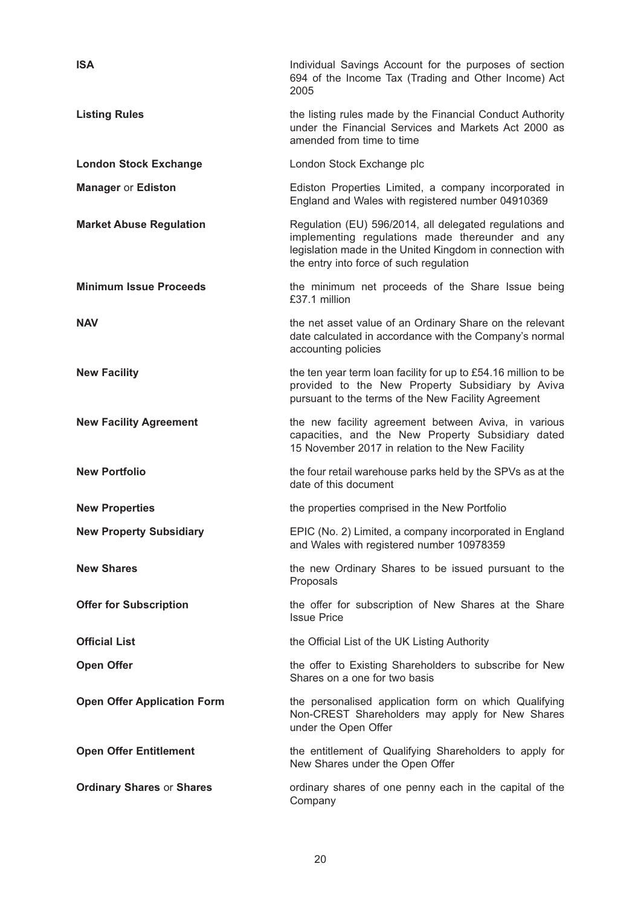| | |
|---|---|
| **ISA** | Individual Savings Account for the purposes of section 694 of the Income Tax (Trading and Other Income) Act 2005 |
| **Listing Rules** | the listing rules made by the Financial Conduct Authority under the Financial Services and Markets Act 2000 as amended from time to time |
| **London Stock Exchange** | London Stock Exchange plc |
| **Manager** or **Ediston** | Ediston Properties Limited, a company incorporated in England and Wales with registered number 04910369 |
| **Market Abuse Regulation** | Regulation (EU) 596/2014, all delegated regulations and implementing regulations made thereunder and any legislation made in the United Kingdom in connection with the entry into force of such regulation |
| **Minimum Issue Proceeds** | the minimum net proceeds of the Share Issue being £37.1 million |
| **NAV** | the net asset value of an Ordinary Share on the relevant date calculated in accordance with the Company's normal accounting policies |
| **New Facility** | the ten year term loan facility for up to £54.16 million to be provided to the New Property Subsidiary by Aviva pursuant to the terms of the New Facility Agreement |
| **New Facility Agreement** | the new facility agreement between Aviva, in various capacities, and the New Property Subsidiary dated 15 November 2017 in relation to the New Facility |
| **New Portfolio** | the four retail warehouse parks held by the SPVs as at the date of this document |
| **New Properties** | the properties comprised in the New Portfolio |
| **New Property Subsidiary** | EPIC (No. 2) Limited, a company incorporated in England and Wales with registered number 10978359 |
| **New Shares** | the new Ordinary Shares to be issued pursuant to the Proposals |
| **Offer for Subscription** | the offer for subscription of New Shares at the Share Issue Price |
| **Official List** | the Official List of the UK Listing Authority |
| **Open Offer** | the offer to Existing Shareholders to subscribe for New Shares on a one for two basis |
| **Open Offer Application Form** | the personalised application form on which Qualifying Non-CREST Shareholders may apply for New Shares under the Open Offer |
| **Open Offer Entitlement** | the entitlement of Qualifying Shareholders to apply for New Shares under the Open Offer |
| **Ordinary Shares** or **Shares** | ordinary shares of one penny each in the capital of the Company |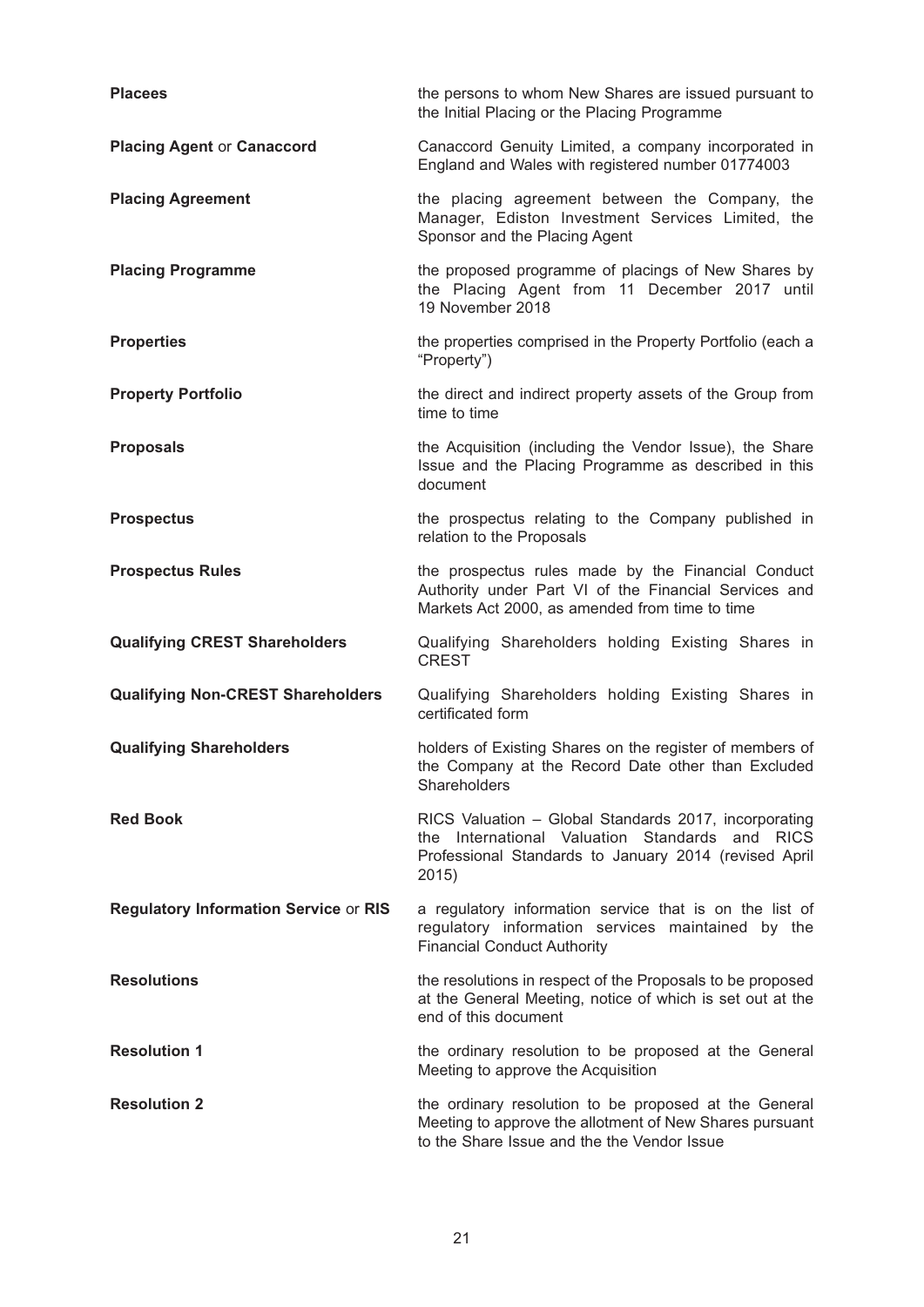| | |
|---|---|
| **Placees** | the persons to whom New Shares are issued pursuant to the Initial Placing or the Placing Programme |
| **Placing Agent** or **Canaccord** | Canaccord Genuity Limited, a company incorporated in England and Wales with registered number 01774003 |
| **Placing Agreement** | the placing agreement between the Company, the Manager, Ediston Investment Services Limited, the Sponsor and the Placing Agent |
| **Placing Programme** | the proposed programme of placings of New Shares by the Placing Agent from 11 December 2017 until 19 November 2018 |
| **Properties** | the properties comprised in the Property Portfolio (each a "Property") |
| **Property Portfolio** | the direct and indirect property assets of the Group from time to time |
| **Proposals** | the Acquisition (including the Vendor Issue), the Share Issue and the Placing Programme as described in this document |
| **Prospectus** | the prospectus relating to the Company published in relation to the Proposals |
| **Prospectus Rules** | the prospectus rules made by the Financial Conduct Authority under Part VI of the Financial Services and Markets Act 2000, as amended from time to time |
| **Qualifying CREST Shareholders** | Qualifying Shareholders holding Existing Shares in CREST |
| **Qualifying Non-CREST Shareholders** | Qualifying Shareholders holding Existing Shares in certificated form |
| **Qualifying Shareholders** | holders of Existing Shares on the register of members of the Company at the Record Date other than Excluded Shareholders |
| **Red Book** | RICS Valuation – Global Standards 2017, incorporating the International Valuation Standards and RICS Professional Standards to January 2014 (revised April 2015) |
| **Regulatory Information Service** or **RIS** | a regulatory information service that is on the list of regulatory information services maintained by the Financial Conduct Authority |
| **Resolutions** | the resolutions in respect of the Proposals to be proposed at the General Meeting, notice of which is set out at the end of this document |
| **Resolution 1** | the ordinary resolution to be proposed at the General Meeting to approve the Acquisition |
| **Resolution 2** | the ordinary resolution to be proposed at the General Meeting to approve the allotment of New Shares pursuant to the Share Issue and the the Vendor Issue |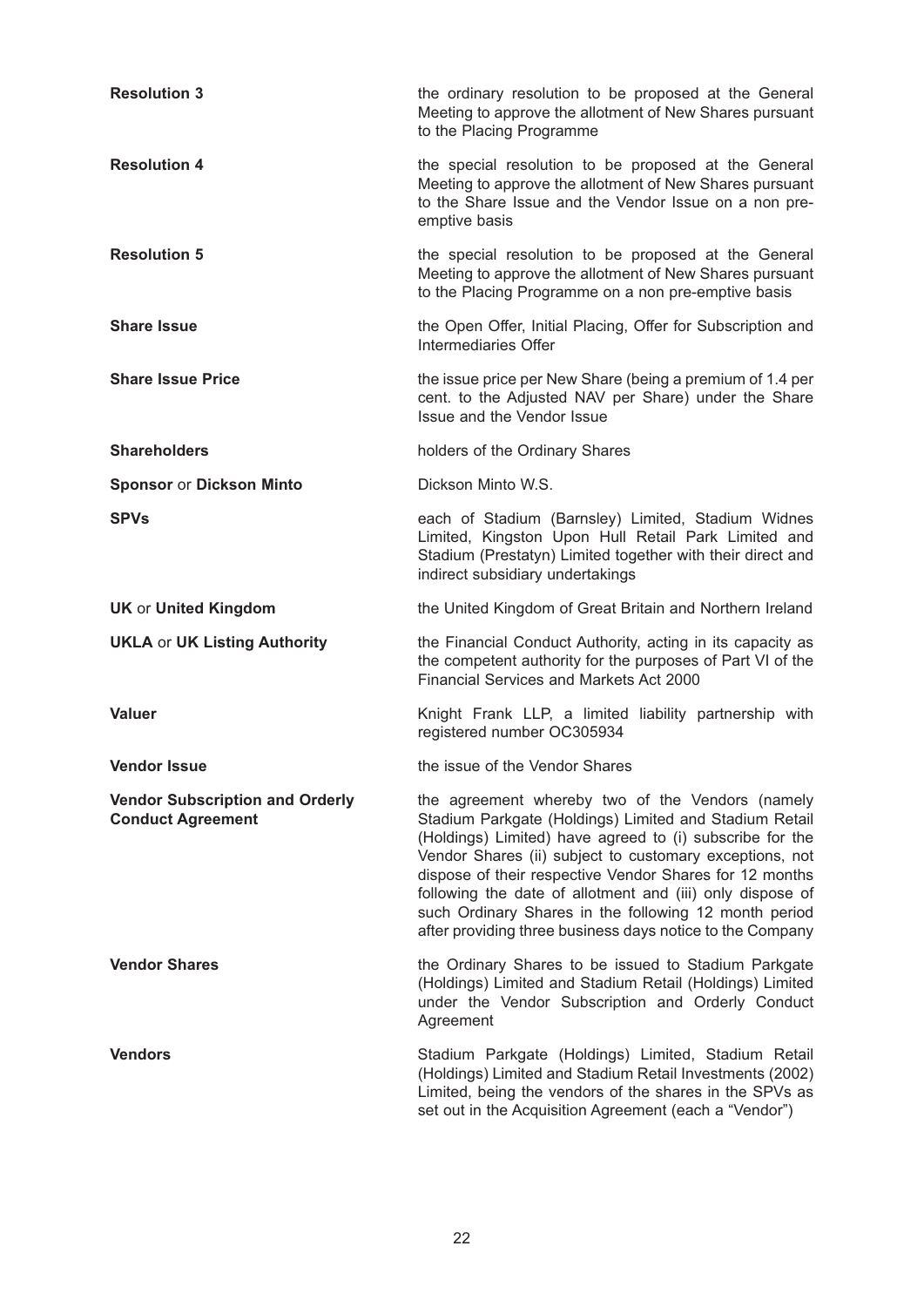| | |
|---|---|
| **Resolution 3** | the ordinary resolution to be proposed at the General Meeting to approve the allotment of New Shares pursuant to the Placing Programme |
| **Resolution 4** | the special resolution to be proposed at the General Meeting to approve the allotment of New Shares pursuant to the Share Issue and the Vendor Issue on a non pre-emptive basis |
| **Resolution 5** | the special resolution to be proposed at the General Meeting to approve the allotment of New Shares pursuant to the Placing Programme on a non pre-emptive basis |
| **Share Issue** | the Open Offer, Initial Placing, Offer for Subscription and Intermediaries Offer |
| **Share Issue Price** | the issue price per New Share (being a premium of 1.4 per cent. to the Adjusted NAV per Share) under the Share Issue and the Vendor Issue |
| **Shareholders** | holders of the Ordinary Shares |
| **Sponsor** or **Dickson Minto** | Dickson Minto W.S. |
| **SPVs** | each of Stadium (Barnsley) Limited, Stadium Widnes Limited, Kingston Upon Hull Retail Park Limited and Stadium (Prestatyn) Limited together with their direct and indirect subsidiary undertakings |
| **UK** or **United Kingdom** | the United Kingdom of Great Britain and Northern Ireland |
| **UKLA** or **UK Listing Authority** | the Financial Conduct Authority, acting in its capacity as the competent authority for the purposes of Part VI of the Financial Services and Markets Act 2000 |
| **Valuer** | Knight Frank LLP, a limited liability partnership with registered number OC305934 |
| **Vendor Issue** | the issue of the Vendor Shares |
| **Vendor Subscription and Orderly Conduct Agreement** | the agreement whereby two of the Vendors (namely Stadium Parkgate (Holdings) Limited and Stadium Retail (Holdings) Limited) have agreed to (i) subscribe for the Vendor Shares (ii) subject to customary exceptions, not dispose of their respective Vendor Shares for 12 months following the date of allotment and (iii) only dispose of such Ordinary Shares in the following 12 month period after providing three business days notice to the Company |
| **Vendor Shares** | the Ordinary Shares to be issued to Stadium Parkgate (Holdings) Limited and Stadium Retail (Holdings) Limited under the Vendor Subscription and Orderly Conduct Agreement |
| **Vendors** | Stadium Parkgate (Holdings) Limited, Stadium Retail (Holdings) Limited and Stadium Retail Investments (2002) Limited, being the vendors of the shares in the SPVs as set out in the Acquisition Agreement (each a "Vendor") |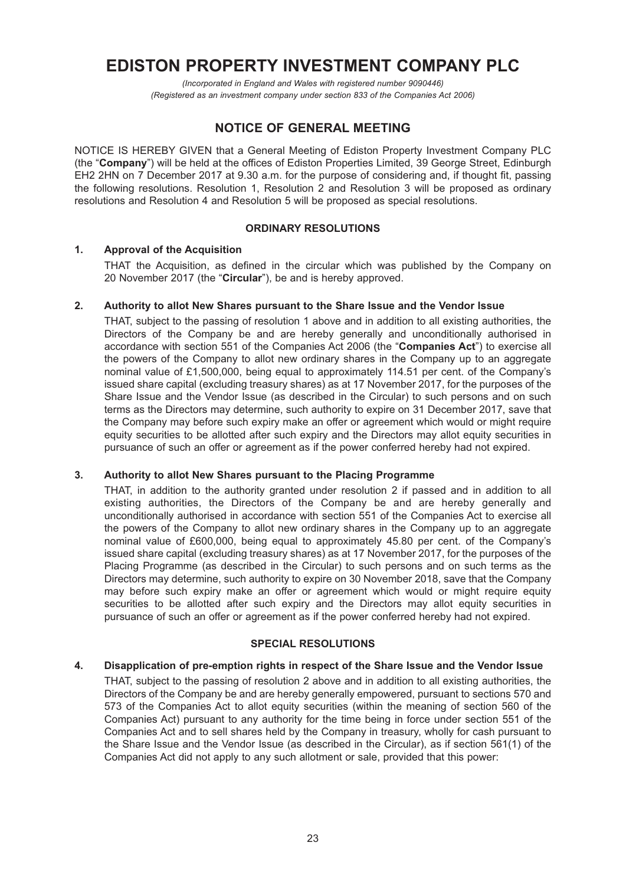# EDISTON PROPERTY INVESTMENT COMPANY PLC

*(Incorporated in England and Wales with registered number 9090446)*
*(Registered as an investment company under section 833 of the Companies Act 2006)*

## NOTICE OF GENERAL MEETING

NOTICE IS HEREBY GIVEN that a General Meeting of Ediston Property Investment Company PLC (the "**Company**") will be held at the offices of Ediston Properties Limited, 39 George Street, Edinburgh EH2 2HN on 7 December 2017 at 9.30 a.m. for the purpose of considering and, if thought fit, passing the following resolutions. Resolution 1, Resolution 2 and Resolution 3 will be proposed as ordinary resolutions and Resolution 4 and Resolution 5 will be proposed as special resolutions.

### ORDINARY RESOLUTIONS

**1. Approval of the Acquisition**

THAT the Acquisition, as defined in the circular which was published by the Company on 20 November 2017 (the "**Circular**"), be and is hereby approved.

**2. Authority to allot New Shares pursuant to the Share Issue and the Vendor Issue**

THAT, subject to the passing of resolution 1 above and in addition to all existing authorities, the Directors of the Company be and are hereby generally and unconditionally authorised in accordance with section 551 of the Companies Act 2006 (the "**Companies Act**") to exercise all the powers of the Company to allot new ordinary shares in the Company up to an aggregate nominal value of £1,500,000, being equal to approximately 114.51 per cent. of the Company's issued share capital (excluding treasury shares) as at 17 November 2017, for the purposes of the Share Issue and the Vendor Issue (as described in the Circular) to such persons and on such terms as the Directors may determine, such authority to expire on 31 December 2017, save that the Company may before such expiry make an offer or agreement which would or might require equity securities to be allotted after such expiry and the Directors may allot equity securities in pursuance of such an offer or agreement as if the power conferred hereby had not expired.

**3. Authority to allot New Shares pursuant to the Placing Programme**

THAT, in addition to the authority granted under resolution 2 if passed and in addition to all existing authorities, the Directors of the Company be and are hereby generally and unconditionally authorised in accordance with section 551 of the Companies Act to exercise all the powers of the Company to allot new ordinary shares in the Company up to an aggregate nominal value of £600,000, being equal to approximately 45.80 per cent. of the Company's issued share capital (excluding treasury shares) as at 17 November 2017, for the purposes of the Placing Programme (as described in the Circular) to such persons and on such terms as the Directors may determine, such authority to expire on 30 November 2018, save that the Company may before such expiry make an offer or agreement which would or might require equity securities to be allotted after such expiry and the Directors may allot equity securities in pursuance of such an offer or agreement as if the power conferred hereby had not expired.

### SPECIAL RESOLUTIONS

**4. Disapplication of pre-emption rights in respect of the Share Issue and the Vendor Issue**

THAT, subject to the passing of resolution 2 above and in addition to all existing authorities, the Directors of the Company be and are hereby generally empowered, pursuant to sections 570 and 573 of the Companies Act to allot equity securities (within the meaning of section 560 of the Companies Act) pursuant to any authority for the time being in force under section 551 of the Companies Act and to sell shares held by the Company in treasury, wholly for cash pursuant to the Share Issue and the Vendor Issue (as described in the Circular), as if section 561(1) of the Companies Act did not apply to any such allotment or sale, provided that this power: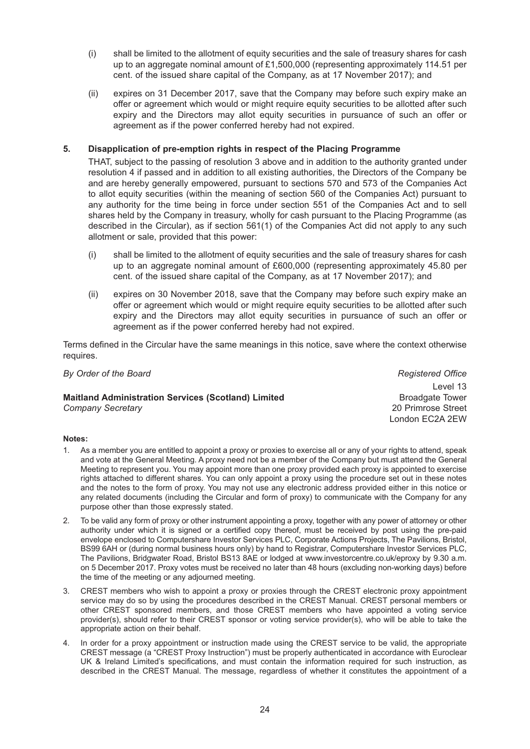(i) shall be limited to the allotment of equity securities and the sale of treasury shares for cash up to an aggregate nominal amount of £1,500,000 (representing approximately 114.51 per cent. of the issued share capital of the Company, as at 17 November 2017); and

(ii) expires on 31 December 2017, save that the Company may before such expiry make an offer or agreement which would or might require equity securities to be allotted after such expiry and the Directors may allot equity securities in pursuance of such an offer or agreement as if the power conferred hereby had not expired.

**5. Disapplication of pre-emption rights in respect of the Placing Programme**

THAT, subject to the passing of resolution 3 above and in addition to the authority granted under resolution 4 if passed and in addition to all existing authorities, the Directors of the Company be and are hereby generally empowered, pursuant to sections 570 and 573 of the Companies Act to allot equity securities (within the meaning of section 560 of the Companies Act) pursuant to any authority for the time being in force under section 551 of the Companies Act and to sell shares held by the Company in treasury, wholly for cash pursuant to the Placing Programme (as described in the Circular), as if section 561(1) of the Companies Act did not apply to any such allotment or sale, provided that this power:

(i) shall be limited to the allotment of equity securities and the sale of treasury shares for cash up to an aggregate nominal amount of £600,000 (representing approximately 45.80 per cent. of the issued share capital of the Company, as at 17 November 2017); and

(ii) expires on 30 November 2018, save that the Company may before such expiry make an offer or agreement which would or might require equity securities to be allotted after such expiry and the Directors may allot equity securities in pursuance of such an offer or agreement as if the power conferred hereby had not expired.

Terms defined in the Circular have the same meanings in this notice, save where the context otherwise requires.

*By Order of the Board*

**Maitland Administration Services (Scotland) Limited**
*Company Secretary*

*Registered Office*
Level 13
Broadgate Tower
20 Primrose Street
London EC2A 2EW

**Notes:**

1. As a member you are entitled to appoint a proxy or proxies to exercise all or any of your rights to attend, speak and vote at the General Meeting. A proxy need not be a member of the Company but must attend the General Meeting to represent you. You may appoint more than one proxy provided each proxy is appointed to exercise rights attached to different shares. You can only appoint a proxy using the procedure set out in these notes and the notes to the form of proxy. You may not use any electronic address provided either in this notice or any related documents (including the Circular and form of proxy) to communicate with the Company for any purpose other than those expressly stated.

2. To be valid any form of proxy or other instrument appointing a proxy, together with any power of attorney or other authority under which it is signed or a certified copy thereof, must be received by post using the pre-paid envelope enclosed to Computershare Investor Services PLC, Corporate Actions Projects, The Pavilions, Bristol, BS99 6AH or (during normal business hours only) by hand to Registrar, Computershare Investor Services PLC, The Pavilions, Bridgwater Road, Bristol BS13 8AE or lodged at www.investorcentre.co.uk/eproxy by 9.30 a.m. on 5 December 2017. Proxy votes must be received no later than 48 hours (excluding non-working days) before the time of the meeting or any adjourned meeting.

3. CREST members who wish to appoint a proxy or proxies through the CREST electronic proxy appointment service may do so by using the procedures described in the CREST Manual. CREST personal members or other CREST sponsored members, and those CREST members who have appointed a voting service provider(s), should refer to their CREST sponsor or voting service provider(s), who will be able to take the appropriate action on their behalf.

4. In order for a proxy appointment or instruction made using the CREST service to be valid, the appropriate CREST message (a "CREST Proxy Instruction") must be properly authenticated in accordance with Euroclear UK & Ireland Limited's specifications, and must contain the information required for such instruction, as described in the CREST Manual. The message, regardless of whether it constitutes the appointment of a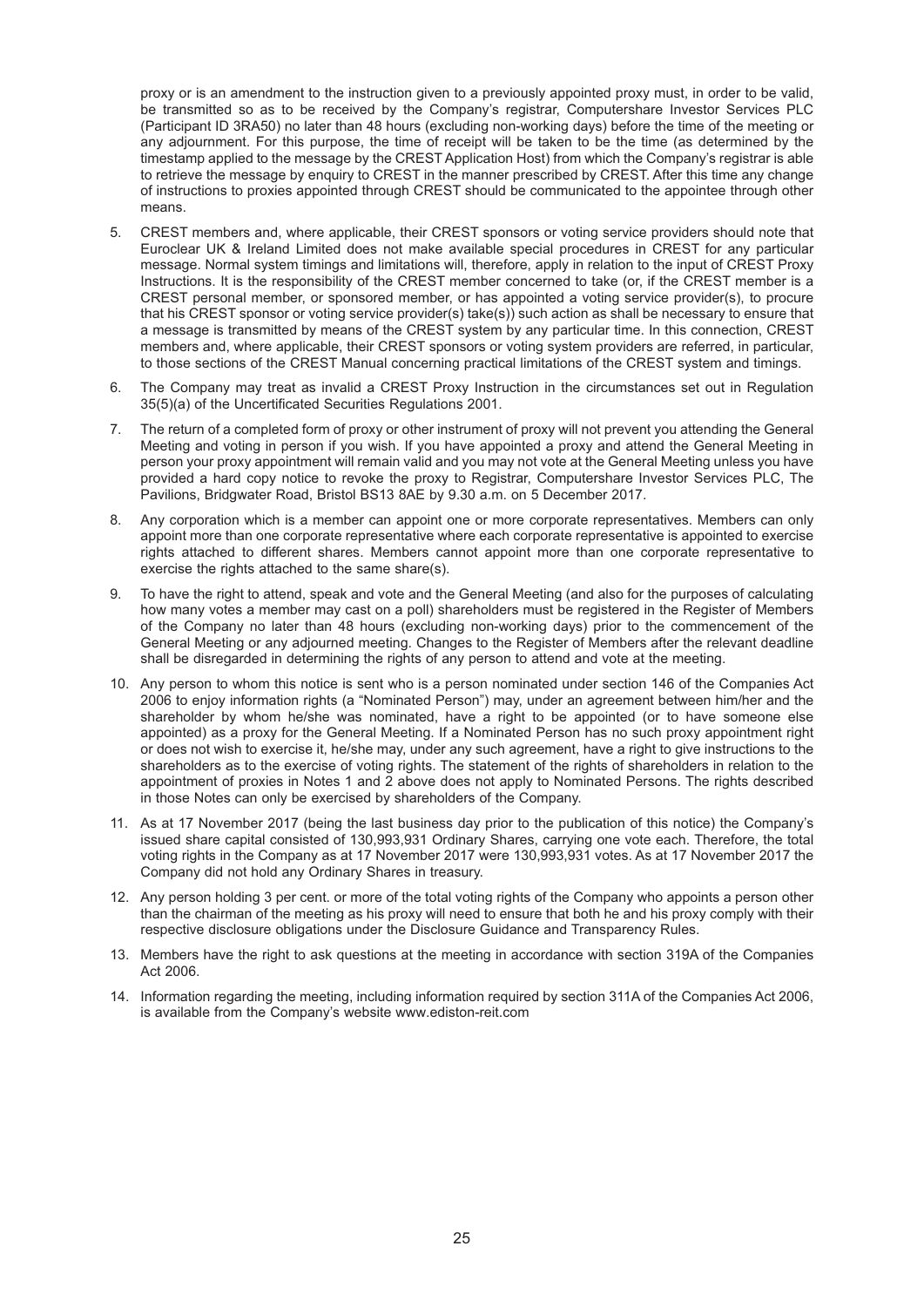proxy or is an amendment to the instruction given to a previously appointed proxy must, in order to be valid, be transmitted so as to be received by the Company's registrar, Computershare Investor Services PLC (Participant ID 3RA50) no later than 48 hours (excluding non-working days) before the time of the meeting or any adjournment. For this purpose, the time of receipt will be taken to be the time (as determined by the timestamp applied to the message by the CREST Application Host) from which the Company's registrar is able to retrieve the message by enquiry to CREST in the manner prescribed by CREST. After this time any change of instructions to proxies appointed through CREST should be communicated to the appointee through other means.

5. CREST members and, where applicable, their CREST sponsors or voting service providers should note that Euroclear UK & Ireland Limited does not make available special procedures in CREST for any particular message. Normal system timings and limitations will, therefore, apply in relation to the input of CREST Proxy Instructions. It is the responsibility of the CREST member concerned to take (or, if the CREST member is a CREST personal member, or sponsored member, or has appointed a voting service provider(s), to procure that his CREST sponsor or voting service provider(s) take(s)) such action as shall be necessary to ensure that a message is transmitted by means of the CREST system by any particular time. In this connection, CREST members and, where applicable, their CREST sponsors or voting system providers are referred, in particular, to those sections of the CREST Manual concerning practical limitations of the CREST system and timings.

6. The Company may treat as invalid a CREST Proxy Instruction in the circumstances set out in Regulation 35(5)(a) of the Uncertificated Securities Regulations 2001.

7. The return of a completed form of proxy or other instrument of proxy will not prevent you attending the General Meeting and voting in person if you wish. If you have appointed a proxy and attend the General Meeting in person your proxy appointment will remain valid and you may not vote at the General Meeting unless you have provided a hard copy notice to revoke the proxy to Registrar, Computershare Investor Services PLC, The Pavilions, Bridgwater Road, Bristol BS13 8AE by 9.30 a.m. on 5 December 2017.

8. Any corporation which is a member can appoint one or more corporate representatives. Members can only appoint more than one corporate representative where each corporate representative is appointed to exercise rights attached to different shares. Members cannot appoint more than one corporate representative to exercise the rights attached to the same share(s).

9. To have the right to attend, speak and vote and the General Meeting (and also for the purposes of calculating how many votes a member may cast on a poll) shareholders must be registered in the Register of Members of the Company no later than 48 hours (excluding non-working days) prior to the commencement of the General Meeting or any adjourned meeting. Changes to the Register of Members after the relevant deadline shall be disregarded in determining the rights of any person to attend and vote at the meeting.

10. Any person to whom this notice is sent who is a person nominated under section 146 of the Companies Act 2006 to enjoy information rights (a "Nominated Person") may, under an agreement between him/her and the shareholder by whom he/she was nominated, have a right to be appointed (or to have someone else appointed) as a proxy for the General Meeting. If a Nominated Person has no such proxy appointment right or does not wish to exercise it, he/she may, under any such agreement, have a right to give instructions to the shareholders as to the exercise of voting rights. The statement of the rights of shareholders in relation to the appointment of proxies in Notes 1 and 2 above does not apply to Nominated Persons. The rights described in those Notes can only be exercised by shareholders of the Company.

11. As at 17 November 2017 (being the last business day prior to the publication of this notice) the Company's issued share capital consisted of 130,993,931 Ordinary Shares, carrying one vote each. Therefore, the total voting rights in the Company as at 17 November 2017 were 130,993,931 votes. As at 17 November 2017 the Company did not hold any Ordinary Shares in treasury.

12. Any person holding 3 per cent. or more of the total voting rights of the Company who appoints a person other than the chairman of the meeting as his proxy will need to ensure that both he and his proxy comply with their respective disclosure obligations under the Disclosure Guidance and Transparency Rules.

13. Members have the right to ask questions at the meeting in accordance with section 319A of the Companies Act 2006.

14. Information regarding the meeting, including information required by section 311A of the Companies Act 2006, is available from the Company's website www.ediston-reit.com